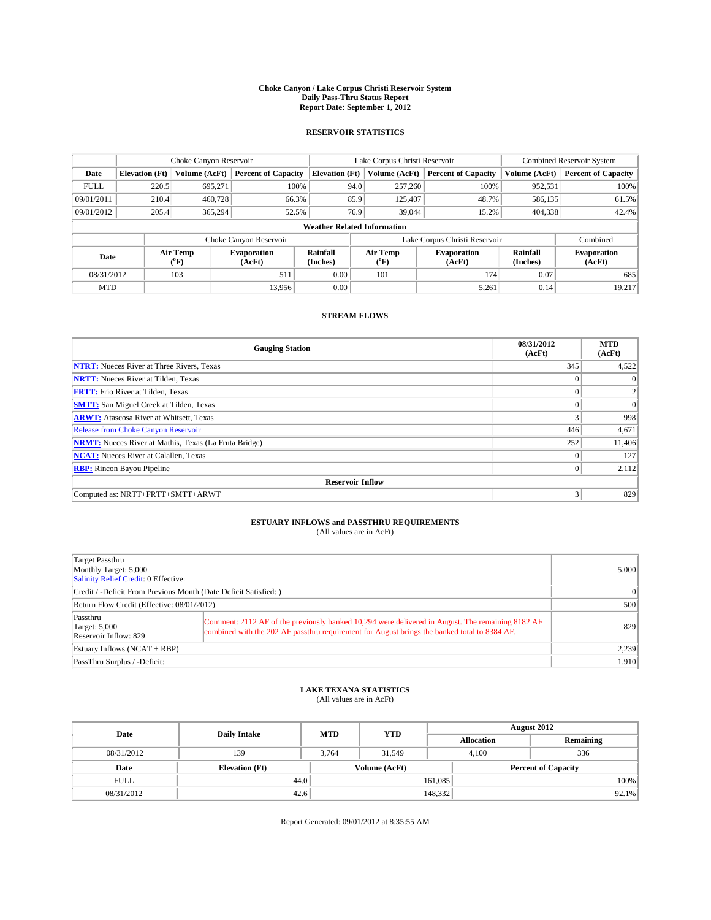# Choke Canyon / Lake Corpus Christi Reservoir System
## Daily Pass-Thru Status Report
### Report Date: September 1, 2012

## RESERVOIR STATISTICS

| | Choke Canyon Reservoir | | | Lake Corpus Christi Reservoir | | | Combined Reservoir System | |
|---|---|---|---|---|---|---|---|---|
| Date | Elevation (Ft) | Volume (AcFt) | Percent of Capacity | Elevation (Ft) | Volume (AcFt) | Percent of Capacity | Volume (AcFt) | Percent of Capacity |
| FULL | 220.5 | 695,271 | 100% | 94.0 | 257,260 | 100% | 952,531 | 100% |
| 09/01/2011 | 210.4 | 460,728 | 66.3% | 85.9 | 125,407 | 48.7% | 586,135 | 61.5% |
| 09/01/2012 | 205.4 | 365,294 | 52.5% | 76.9 | 39,044 | 15.2% | 404,338 | 42.4% |

**Weather Related Information**

| | Choke Canyon Reservoir | | | Lake Corpus Christi Reservoir | | | Combined |
|---|---|---|---|---|---|---|---|
| Date | Air Temp (°F) | Evaporation (AcFt) | Rainfall (Inches) | Air Temp (°F) | Evaporation (AcFt) | Rainfall (Inches) | Evaporation (AcFt) |
| 08/31/2012 | 103 | 511 | 0.00 | 101 | 174 | 0.07 | 685 |
| MTD | | 13,956 | 0.00 | | 5,261 | 0.14 | 19,217 |

## STREAM FLOWS

| Gauging Station | 08/31/2012 (AcFt) | MTD (AcFt) |
|---|---|---|
| NTRT: Nueces River at Three Rivers, Texas | 345 | 4,522 |
| NRTT: Nueces River at Tilden, Texas | 0 | 0 |
| FRTT: Frio River at Tilden, Texas | 0 | 2 |
| SMTT: San Miguel Creek at Tilden, Texas | 0 | 0 |
| ARWT: Atascosa River at Whitsett, Texas | 3 | 998 |
| Release from Choke Canyon Reservoir | 446 | 4,671 |
| NRMT: Nueces River at Mathis, Texas (La Fruta Bridge) | 252 | 11,406 |
| NCAT: Nueces River at Calallen, Texas | 0 | 127 |
| RBP: Rincon Bayou Pipeline | 0 | 2,112 |
| **Reservoir Inflow** | | |
| Computed as: NRTT+FRTT+SMTT+ARWT | 3 | 829 |

## ESTUARY INFLOWS and PASSTHRU REQUIREMENTS
(All values are in AcFt)

| | | |
|---|---|---|
| Target Passthru<br>Monthly Target: 5,000<br>Salinity Relief Credit: 0 Effective: | | 5,000 |
| Credit / -Deficit From Previous Month (Date Deficit Satisfied: ) | | 0 |
| Return Flow Credit (Effective: 08/01/2012) | | 500 |
| Passthru<br>Target: 5,000<br>Reservoir Inflow: 829 | Comment: 2112 AF of the previously banked 10,294 were delivered in August. The remaining 8182 AF combined with the 202 AF passthru requirement for August brings the banked total to 8384 AF. | 829 |
| Estuary Inflows (NCAT + RBP) | | 2,239 |
| PassThru Surplus / -Deficit: | | 1,910 |

## LAKE TEXANA STATISTICS
(All values are in AcFt)

| Date | Daily Intake | MTD | YTD | August 2012 Allocation | August 2012 Remaining |
|---|---|---|---|---|---|
| 08/31/2012 | 139 | 3,764 | 31,549 | 4,100 | 336 |

| Date | Elevation (Ft) | Volume (AcFt) | Percent of Capacity |
|---|---|---|---|
| FULL | 44.0 | 161,085 | 100% |
| 08/31/2012 | 42.6 | 148,332 | 92.1% |

Report Generated: 09/01/2012 at 8:35:55 AM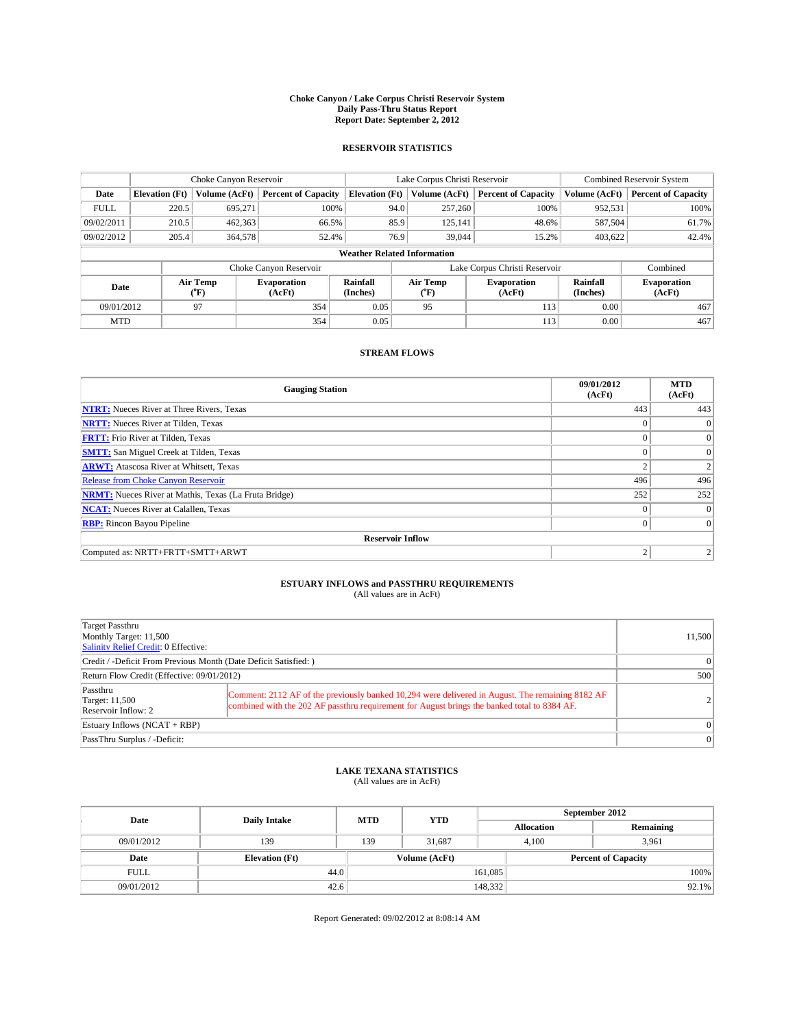**Choke Canyon / Lake Corpus Christi Reservoir System**
**Daily Pass-Thru Status Report**
**Report Date: September 2, 2012**

## RESERVOIR STATISTICS

| | Choke Canyon Reservoir | | | Lake Corpus Christi Reservoir | | | Combined Reservoir System | |
|---|---|---|---|---|---|---|---|---|
| **Date** | **Elevation (Ft)** | **Volume (AcFt)** | **Percent of Capacity** | **Elevation (Ft)** | **Volume (AcFt)** | **Percent of Capacity** | **Volume (AcFt)** | **Percent of Capacity** |
| FULL | 220.5 | 695,271 | 100% | 94.0 | 257,260 | 100% | 952,531 | 100% |
| 09/02/2011 | 210.5 | 462,363 | 66.5% | 85.9 | 125,141 | 48.6% | 587,504 | 61.7% |
| 09/02/2012 | 205.4 | 364,578 | 52.4% | 76.9 | 39,044 | 15.2% | 403,622 | 42.4% |

**Weather Related Information**

| | Choke Canyon Reservoir | | | Lake Corpus Christi Reservoir | | | Combined |
|---|---|---|---|---|---|---|---|
| **Date** | **Air Temp (°F)** | **Evaporation (AcFt)** | **Rainfall (Inches)** | **Air Temp (°F)** | **Evaporation (AcFt)** | **Rainfall (Inches)** | **Evaporation (AcFt)** |
| 09/01/2012 | 97 | 354 | 0.05 | 95 | 113 | 0.00 | 467 |
| MTD | | 354 | 0.05 | | 113 | 0.00 | 467 |

## STREAM FLOWS

| Gauging Station | 09/01/2012 (AcFt) | MTD (AcFt) |
|---|---|---|
| **NTRT:** Nueces River at Three Rivers, Texas | 443 | 443 |
| **NRTT:** Nueces River at Tilden, Texas | 0 | 0 |
| **FRTT:** Frio River at Tilden, Texas | 0 | 0 |
| **SMTT:** San Miguel Creek at Tilden, Texas | 0 | 0 |
| **ARWT:** Atascosa River at Whitsett, Texas | 2 | 2 |
| Release from Choke Canyon Reservoir | 496 | 496 |
| **NRMT:** Nueces River at Mathis, Texas (La Fruta Bridge) | 252 | 252 |
| **NCAT:** Nueces River at Calallen, Texas | 0 | 0 |
| **RBP:** Rincon Bayou Pipeline | 0 | 0 |
| **Reservoir Inflow** | | |
| Computed as: NRTT+FRTT+SMTT+ARWT | 2 | 2 |

## ESTUARY INFLOWS and PASSTHRU REQUIREMENTS

(All values are in AcFt)

| | | |
|---|---|---|
| Target Passthru<br>Monthly Target: 11,500<br>Salinity Relief Credit: 0 Effective: | | 11,500 |
| Credit / -Deficit From Previous Month (Date Deficit Satisfied: ) | | 0 |
| Return Flow Credit (Effective: 09/01/2012) | | 500 |
| Passthru<br>Target: 11,500<br>Reservoir Inflow: 2 | Comment: 2112 AF of the previously banked 10,294 were delivered in August. The remaining 8182 AF combined with the 202 AF passthru requirement for August brings the banked total to 8384 AF. | 2 |
| Estuary Inflows (NCAT + RBP) | | 0 |
| PassThru Surplus / -Deficit: | | 0 |

## LAKE TEXANA STATISTICS

(All values are in AcFt)

| Date | Daily Intake | MTD | YTD | September 2012 Allocation | September 2012 Remaining |
|---|---|---|---|---|---|
| 09/01/2012 | 139 | 139 | 31,687 | 4,100 | 3,961 |

| Date | Elevation (Ft) | Volume (AcFt) | Percent of Capacity |
|---|---|---|---|
| FULL | 44.0 | 161,085 | 100% |
| 09/01/2012 | 42.6 | 148,332 | 92.1% |

Report Generated: 09/02/2012 at 8:08:14 AM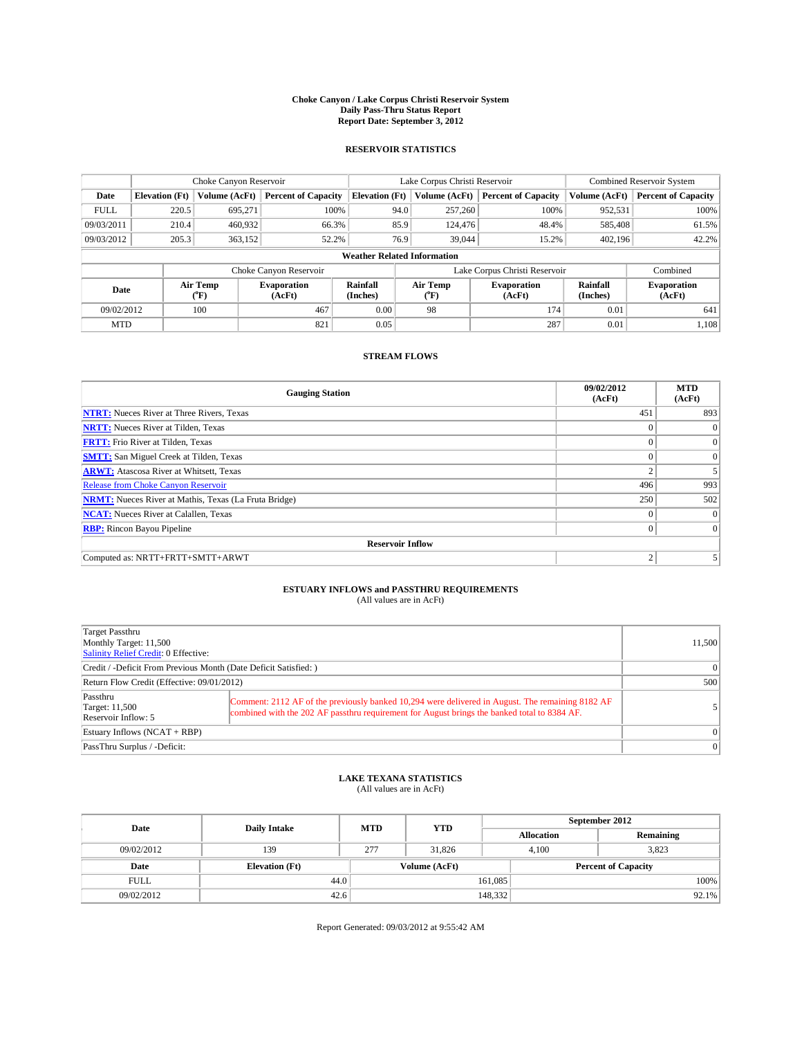**Choke Canyon / Lake Corpus Christi Reservoir System**
**Daily Pass-Thru Status Report**
**Report Date: September 3, 2012**

## RESERVOIR STATISTICS

| | Choke Canyon Reservoir | | | Lake Corpus Christi Reservoir | | | Combined Reservoir System | |
|---|---|---|---|---|---|---|---|---|
| Date | Elevation (Ft) | Volume (AcFt) | Percent of Capacity | Elevation (Ft) | Volume (AcFt) | Percent of Capacity | Volume (AcFt) | Percent of Capacity |
| FULL | 220.5 | 695,271 | 100% | 94.0 | 257,260 | 100% | 952,531 | 100% |
| 09/03/2011 | 210.4 | 460,932 | 66.3% | 85.9 | 124,476 | 48.4% | 585,408 | 61.5% |
| 09/03/2012 | 205.3 | 363,152 | 52.2% | 76.9 | 39,044 | 15.2% | 402,196 | 42.2% |

**Weather Related Information**

| | Choke Canyon Reservoir | | | Lake Corpus Christi Reservoir | | | Combined |
|---|---|---|---|---|---|---|---|
| Date | Air Temp (°F) | Evaporation (AcFt) | Rainfall (Inches) | Air Temp (°F) | Evaporation (AcFt) | Rainfall (Inches) | Evaporation (AcFt) |
| 09/02/2012 | 100 | 467 | 0.00 | 98 | 174 | 0.01 | 641 |
| MTD | | 821 | 0.05 | | 287 | 0.01 | 1,108 |

## STREAM FLOWS

| Gauging Station | 09/02/2012 (AcFt) | MTD (AcFt) |
|---|---|---|
| NTRT: Nueces River at Three Rivers, Texas | 451 | 893 |
| NRTT: Nueces River at Tilden, Texas | 0 | 0 |
| FRTT: Frio River at Tilden, Texas | 0 | 0 |
| SMTT: San Miguel Creek at Tilden, Texas | 0 | 0 |
| ARWT: Atascosa River at Whitsett, Texas | 2 | 5 |
| Release from Choke Canyon Reservoir | 496 | 993 |
| NRMT: Nueces River at Mathis, Texas (La Fruta Bridge) | 250 | 502 |
| NCAT: Nueces River at Calallen, Texas | 0 | 0 |
| RBP: Rincon Bayou Pipeline | 0 | 0 |
| **Reservoir Inflow** | | |
| Computed as: NRTT+FRTT+SMTT+ARWT | 2 | 5 |

## ESTUARY INFLOWS and PASSTHRU REQUIREMENTS

(All values are in AcFt)

| | | |
|---|---|---|
| Target Passthru<br>Monthly Target: 11,500<br>Salinity Relief Credit: 0 Effective: | | 11,500 |
| Credit / -Deficit From Previous Month (Date Deficit Satisfied: ) | | 0 |
| Return Flow Credit (Effective: 09/01/2012) | | 500 |
| Passthru<br>Target: 11,500<br>Reservoir Inflow: 5 | Comment: 2112 AF of the previously banked 10,294 were delivered in August. The remaining 8182 AF combined with the 202 AF passthru requirement for August brings the banked total to 8384 AF. | 5 |
| Estuary Inflows (NCAT + RBP) | | 0 |
| PassThru Surplus / -Deficit: | | 0 |

## LAKE TEXANA STATISTICS

(All values are in AcFt)

| Date | Daily Intake | MTD | YTD | September 2012 Allocation | September 2012 Remaining |
|---|---|---|---|---|---|
| 09/02/2012 | 139 | 277 | 31,826 | 4,100 | 3,823 |

| Date | Elevation (Ft) | Volume (AcFt) | Percent of Capacity |
|---|---|---|---|
| FULL | 44.0 | 161,085 | 100% |
| 09/02/2012 | 42.6 | 148,332 | 92.1% |

Report Generated: 09/03/2012 at 9:55:42 AM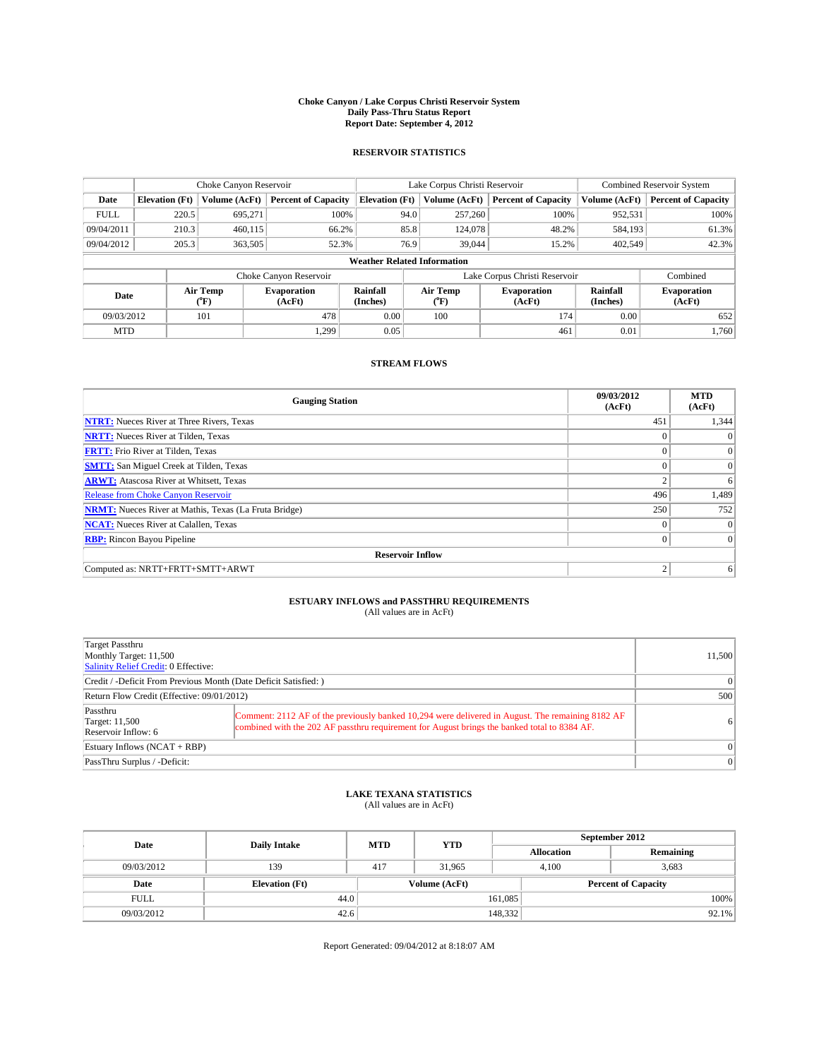# Choke Canyon / Lake Corpus Christi Reservoir System
## Daily Pass-Thru Status Report
## Report Date: September 4, 2012

### RESERVOIR STATISTICS

| | Choke Canyon Reservoir | | | Lake Corpus Christi Reservoir | | | Combined Reservoir System | |
|---|---|---|---|---|---|---|---|---|
| Date | Elevation (Ft) | Volume (AcFt) | Percent of Capacity | Elevation (Ft) | Volume (AcFt) | Percent of Capacity | Volume (AcFt) | Percent of Capacity |
| FULL | 220.5 | 695,271 | 100% | 94.0 | 257,260 | 100% | 952,531 | 100% |
| 09/04/2011 | 210.3 | 460,115 | 66.2% | 85.8 | 124,078 | 48.2% | 584,193 | 61.3% |
| 09/04/2012 | 205.3 | 363,505 | 52.3% | 76.9 | 39,044 | 15.2% | 402,549 | 42.3% |

**Weather Related Information**

| | Choke Canyon Reservoir | | | Lake Corpus Christi Reservoir | | | Combined |
|---|---|---|---|---|---|---|---|
| Date | Air Temp (°F) | Evaporation (AcFt) | Rainfall (Inches) | Air Temp (°F) | Evaporation (AcFt) | Rainfall (Inches) | Evaporation (AcFt) |
| 09/03/2012 | 101 | 478 | 0.00 | 100 | 174 | 0.00 | 652 |
| MTD | | 1,299 | 0.05 | | 461 | 0.01 | 1,760 |

### STREAM FLOWS

| Gauging Station | 09/03/2012 (AcFt) | MTD (AcFt) |
|---|---|---|
| NTRT: Nueces River at Three Rivers, Texas | 451 | 1,344 |
| NRTT: Nueces River at Tilden, Texas | 0 | 0 |
| FRTT: Frio River at Tilden, Texas | 0 | 0 |
| SMTT: San Miguel Creek at Tilden, Texas | 0 | 0 |
| ARWT: Atascosa River at Whitsett, Texas | 2 | 6 |
| Release from Choke Canyon Reservoir | 496 | 1,489 |
| NRMT: Nueces River at Mathis, Texas (La Fruta Bridge) | 250 | 752 |
| NCAT: Nueces River at Calallen, Texas | 0 | 0 |
| RBP: Rincon Bayou Pipeline | 0 | 0 |
| **Reservoir Inflow** | | |
| Computed as: NRTT+FRTT+SMTT+ARWT | 2 | 6 |

### ESTUARY INFLOWS and PASSTHRU REQUIREMENTS
(All values are in AcFt)

| | | |
|---|---|---|
| Target Passthru<br>Monthly Target: 11,500<br>Salinity Relief Credit: 0 Effective: | | 11,500 |
| Credit / -Deficit From Previous Month (Date Deficit Satisfied: ) | | 0 |
| Return Flow Credit (Effective: 09/01/2012) | | 500 |
| Passthru<br>Target: 11,500<br>Reservoir Inflow: 6 | Comment: 2112 AF of the previously banked 10,294 were delivered in August. The remaining 8182 AF combined with the 202 AF passthru requirement for August brings the banked total to 8384 AF. | 6 |
| Estuary Inflows (NCAT + RBP) | | 0 |
| PassThru Surplus / -Deficit: | | 0 |

### LAKE TEXANA STATISTICS
(All values are in AcFt)

| Date | Daily Intake | MTD | YTD | September 2012 Allocation | September 2012 Remaining |
|---|---|---|---|---|---|
| 09/03/2012 | 139 | 417 | 31,965 | 4,100 | 3,683 |

| Date | Elevation (Ft) | Volume (AcFt) | Percent of Capacity |
|---|---|---|---|
| FULL | 44.0 | 161,085 | 100% |
| 09/03/2012 | 42.6 | 148,332 | 92.1% |

Report Generated: 09/04/2012 at 8:18:07 AM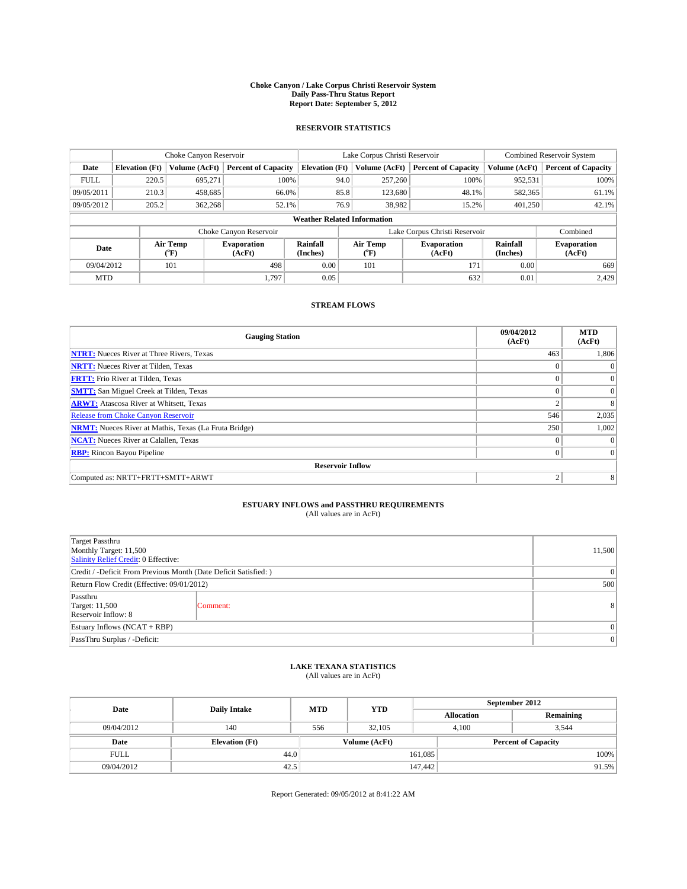# Choke Canyon / Lake Corpus Christi Reservoir System
## Daily Pass-Thru Status Report
### Report Date: September 5, 2012

## RESERVOIR STATISTICS

| | Choke Canyon Reservoir | | | Lake Corpus Christi Reservoir | | | Combined Reservoir System | |
|---|---|---|---|---|---|---|---|---|
| Date | Elevation (Ft) | Volume (AcFt) | Percent of Capacity | Elevation (Ft) | Volume (AcFt) | Percent of Capacity | Volume (AcFt) | Percent of Capacity |
| FULL | 220.5 | 695,271 | 100% | 94.0 | 257,260 | 100% | 952,531 | 100% |
| 09/05/2011 | 210.3 | 458,685 | 66.0% | 85.8 | 123,680 | 48.1% | 582,365 | 61.1% |
| 09/05/2012 | 205.2 | 362,268 | 52.1% | 76.9 | 38,982 | 15.2% | 401,250 | 42.1% |

**Weather Related Information**

| | Choke Canyon Reservoir | | | Lake Corpus Christi Reservoir | | | Combined |
|---|---|---|---|---|---|---|---|
| Date | Air Temp (°F) | Evaporation (AcFt) | Rainfall (Inches) | Air Temp (°F) | Evaporation (AcFt) | Rainfall (Inches) | Evaporation (AcFt) |
| 09/04/2012 | 101 | 498 | 0.00 | 101 | 171 | 0.00 | 669 |
| MTD | | 1,797 | 0.05 | | 632 | 0.01 | 2,429 |

## STREAM FLOWS

| Gauging Station | 09/04/2012 (AcFt) | MTD (AcFt) |
|---|---|---|
| **NTRT:** Nueces River at Three Rivers, Texas | 463 | 1,806 |
| **NRTT:** Nueces River at Tilden, Texas | 0 | 0 |
| **FRTT:** Frio River at Tilden, Texas | 0 | 0 |
| **SMTT:** San Miguel Creek at Tilden, Texas | 0 | 0 |
| **ARWT:** Atascosa River at Whitsett, Texas | 2 | 8 |
| Release from Choke Canyon Reservoir | 546 | 2,035 |
| **NRMT:** Nueces River at Mathis, Texas (La Fruta Bridge) | 250 | 1,002 |
| **NCAT:** Nueces River at Calallen, Texas | 0 | 0 |
| **RBP:** Rincon Bayou Pipeline | 0 | 0 |
| **Reservoir Inflow** | | |
| Computed as: NRTT+FRTT+SMTT+ARWT | 2 | 8 |

## ESTUARY INFLOWS and PASSTHRU REQUIREMENTS

(All values are in AcFt)

| | | |
|---|---|---|
| Target Passthru<br>Monthly Target: 11,500<br>Salinity Relief Credit: 0 Effective: | | 11,500 |
| Credit / -Deficit From Previous Month (Date Deficit Satisfied: ) | | 0 |
| Return Flow Credit (Effective: 09/01/2012) | | 500 |
| Passthru<br>Target: 11,500<br>Reservoir Inflow: 8 | Comment: | 8 |
| Estuary Inflows (NCAT + RBP) | | 0 |
| PassThru Surplus / -Deficit: | | 0 |

## LAKE TEXANA STATISTICS

(All values are in AcFt)

| Date | Daily Intake | MTD | YTD | September 2012 Allocation | September 2012 Remaining |
|---|---|---|---|---|---|
| 09/04/2012 | 140 | 556 | 32,105 | 4,100 | 3,544 |

| Date | Elevation (Ft) | Volume (AcFt) | Percent of Capacity |
|---|---|---|---|
| FULL | 44.0 | 161,085 | 100% |
| 09/04/2012 | 42.5 | 147,442 | 91.5% |

Report Generated: 09/05/2012 at 8:41:22 AM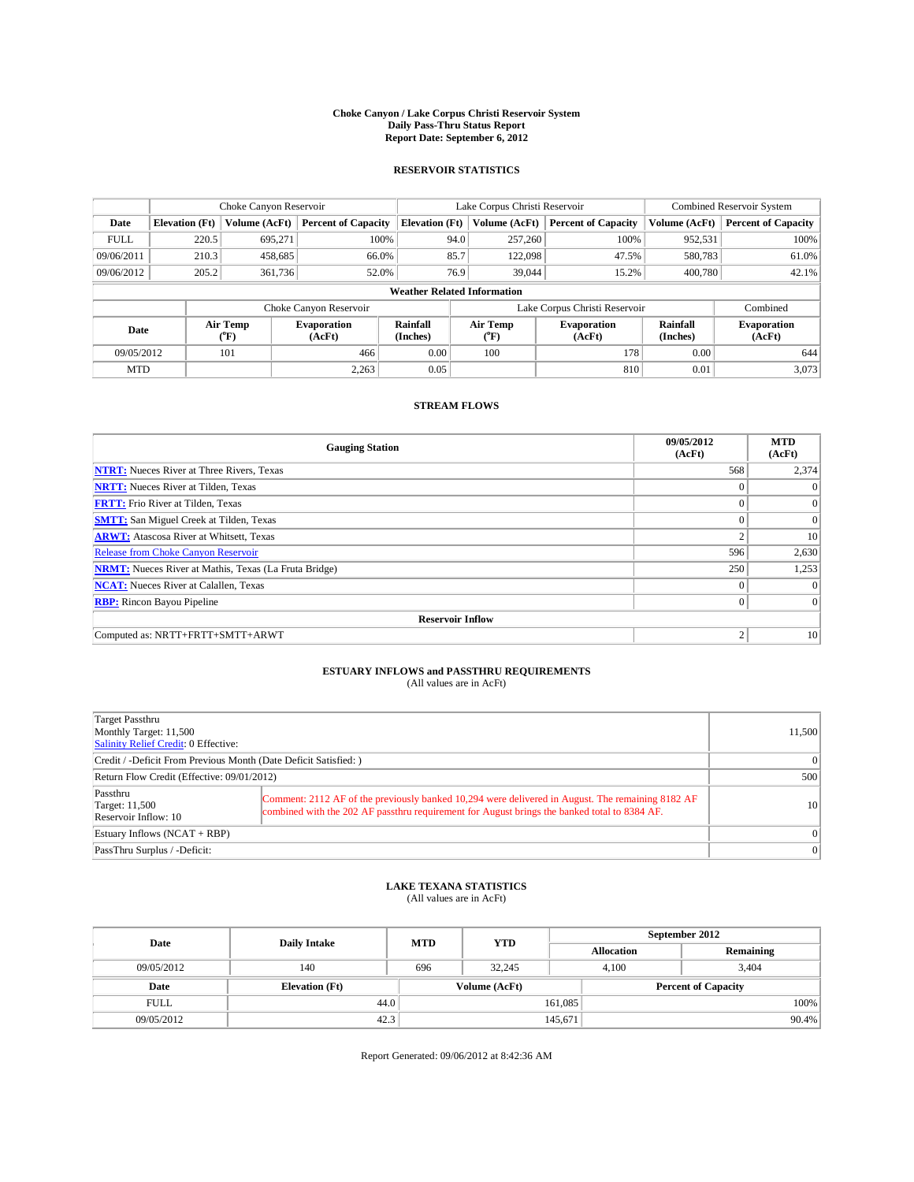**Choke Canyon / Lake Corpus Christi Reservoir System**
**Daily Pass-Thru Status Report**
**Report Date: September 6, 2012**

## RESERVOIR STATISTICS

| | Choke Canyon Reservoir | | | Lake Corpus Christi Reservoir | | | Combined Reservoir System | |
|---|---|---|---|---|---|---|---|---|
| Date | Elevation (Ft) | Volume (AcFt) | Percent of Capacity | Elevation (Ft) | Volume (AcFt) | Percent of Capacity | Volume (AcFt) | Percent of Capacity |
| FULL | 220.5 | 695,271 | 100% | 94.0 | 257,260 | 100% | 952,531 | 100% |
| 09/06/2011 | 210.3 | 458,685 | 66.0% | 85.7 | 122,098 | 47.5% | 580,783 | 61.0% |
| 09/06/2012 | 205.2 | 361,736 | 52.0% | 76.9 | 39,044 | 15.2% | 400,780 | 42.1% |

**Weather Related Information**

| | Choke Canyon Reservoir | | | Lake Corpus Christi Reservoir | | | Combined |
|---|---|---|---|---|---|---|---|
| Date | Air Temp (°F) | Evaporation (AcFt) | Rainfall (Inches) | Air Temp (°F) | Evaporation (AcFt) | Rainfall (Inches) | Evaporation (AcFt) |
| 09/05/2012 | 101 | 466 | 0.00 | 100 | 178 | 0.00 | 644 |
| MTD | | 2,263 | 0.05 | | 810 | 0.01 | 3,073 |

## STREAM FLOWS

| Gauging Station | 09/05/2012 (AcFt) | MTD (AcFt) |
|---|---|---|
| **NTRT:** Nueces River at Three Rivers, Texas | 568 | 2,374 |
| **NRTT:** Nueces River at Tilden, Texas | 0 | 0 |
| **FRTT:** Frio River at Tilden, Texas | 0 | 0 |
| **SMTT:** San Miguel Creek at Tilden, Texas | 0 | 0 |
| **ARWT:** Atascosa River at Whitsett, Texas | 2 | 10 |
| Release from Choke Canyon Reservoir | 596 | 2,630 |
| **NRMT:** Nueces River at Mathis, Texas (La Fruta Bridge) | 250 | 1,253 |
| **NCAT:** Nueces River at Calallen, Texas | 0 | 0 |
| **RBP:** Rincon Bayou Pipeline | 0 | 0 |
| **Reservoir Inflow** | | |
| Computed as: NRTT+FRTT+SMTT+ARWT | 2 | 10 |

## ESTUARY INFLOWS and PASSTHRU REQUIREMENTS

(All values are in AcFt)

| | | |
|---|---|---|
| Target Passthru<br>Monthly Target: 11,500<br>Salinity Relief Credit: 0 Effective: | | 11,500 |
| Credit / -Deficit From Previous Month (Date Deficit Satisfied: ) | | 0 |
| Return Flow Credit (Effective: 09/01/2012) | | 500 |
| Passthru<br>Target: 11,500<br>Reservoir Inflow: 10 | Comment: 2112 AF of the previously banked 10,294 were delivered in August. The remaining 8182 AF combined with the 202 AF passthru requirement for August brings the banked total to 8384 AF. | 10 |
| Estuary Inflows (NCAT + RBP) | | 0 |
| PassThru Surplus / -Deficit: | | 0 |

## LAKE TEXANA STATISTICS

(All values are in AcFt)

| Date | Daily Intake | MTD | YTD | September 2012 Allocation | September 2012 Remaining |
|---|---|---|---|---|---|
| 09/05/2012 | 140 | 696 | 32,245 | 4,100 | 3,404 |

| Date | Elevation (Ft) | Volume (AcFt) | Percent of Capacity |
|---|---|---|---|
| FULL | 44.0 | 161,085 | 100% |
| 09/05/2012 | 42.3 | 145,671 | 90.4% |

Report Generated: 09/06/2012 at 8:42:36 AM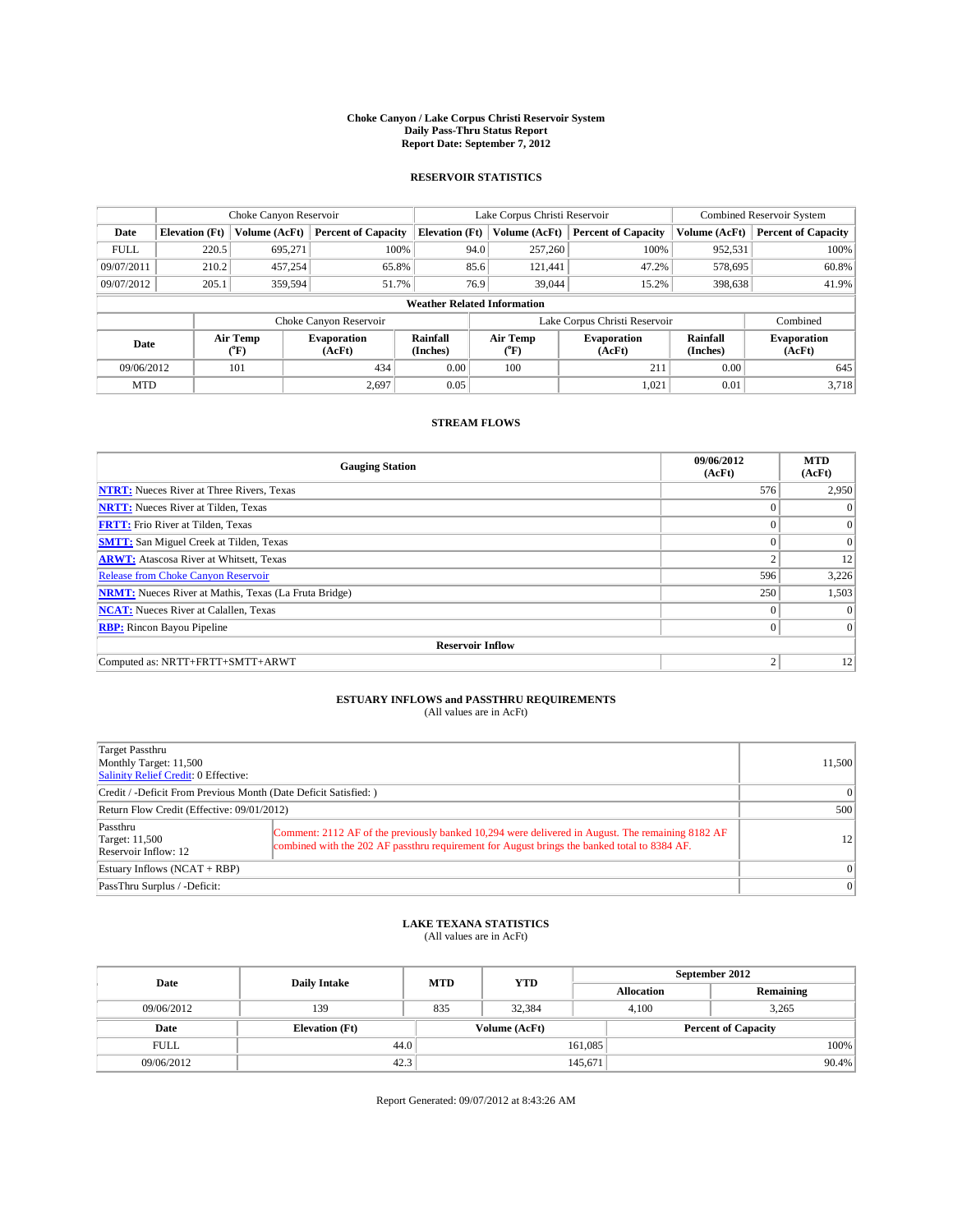# Choke Canyon / Lake Corpus Christi Reservoir System
## Daily Pass-Thru Status Report
## Report Date: September 7, 2012

### RESERVOIR STATISTICS

| | Choke Canyon Reservoir | | | Lake Corpus Christi Reservoir | | | Combined Reservoir System | |
|---|---|---|---|---|---|---|---|---|
| Date | Elevation (Ft) | Volume (AcFt) | Percent of Capacity | Elevation (Ft) | Volume (AcFt) | Percent of Capacity | Volume (AcFt) | Percent of Capacity |
| FULL | 220.5 | 695,271 | 100% | 94.0 | 257,260 | 100% | 952,531 | 100% |
| 09/07/2011 | 210.2 | 457,254 | 65.8% | 85.6 | 121,441 | 47.2% | 578,695 | 60.8% |
| 09/07/2012 | 205.1 | 359,594 | 51.7% | 76.9 | 39,044 | 15.2% | 398,638 | 41.9% |

**Weather Related Information**

| | Choke Canyon Reservoir | | | Lake Corpus Christi Reservoir | | | Combined |
|---|---|---|---|---|---|---|---|
| Date | Air Temp (°F) | Evaporation (AcFt) | Rainfall (Inches) | Air Temp (°F) | Evaporation (AcFt) | Rainfall (Inches) | Evaporation (AcFt) |
| 09/06/2012 | 101 | 434 | 0.00 | 100 | 211 | 0.00 | 645 |
| MTD | | 2,697 | 0.05 | | 1,021 | 0.01 | 3,718 |

### STREAM FLOWS

| Gauging Station | 09/06/2012 (AcFt) | MTD (AcFt) |
|---|---|---|
| **NTRT:** Nueces River at Three Rivers, Texas | 576 | 2,950 |
| **NRTT:** Nueces River at Tilden, Texas | 0 | 0 |
| **FRTT:** Frio River at Tilden, Texas | 0 | 0 |
| **SMTT:** San Miguel Creek at Tilden, Texas | 0 | 0 |
| **ARWT:** Atascosa River at Whitsett, Texas | 2 | 12 |
| Release from Choke Canyon Reservoir | 596 | 3,226 |
| **NRMT:** Nueces River at Mathis, Texas (La Fruta Bridge) | 250 | 1,503 |
| **NCAT:** Nueces River at Calallen, Texas | 0 | 0 |
| **RBP:** Rincon Bayou Pipeline | 0 | 0 |
| **Reservoir Inflow** | | |
| Computed as: NRTT+FRTT+SMTT+ARWT | 2 | 12 |

### ESTUARY INFLOWS and PASSTHRU REQUIREMENTS
(All values are in AcFt)

| | | |
|---|---|---|
| Target Passthru<br>Monthly Target: 11,500<br>Salinity Relief Credit: 0 Effective: | | 11,500 |
| Credit / -Deficit From Previous Month (Date Deficit Satisfied: ) | | 0 |
| Return Flow Credit (Effective: 09/01/2012) | | 500 |
| Passthru<br>Target: 11,500<br>Reservoir Inflow: 12 | Comment: 2112 AF of the previously banked 10,294 were delivered in August. The remaining 8182 AF combined with the 202 AF passthru requirement for August brings the banked total to 8384 AF. | 12 |
| Estuary Inflows (NCAT + RBP) | | 0 |
| PassThru Surplus / -Deficit: | | 0 |

### LAKE TEXANA STATISTICS
(All values are in AcFt)

| Date | Daily Intake | MTD | YTD | September 2012 Allocation | September 2012 Remaining |
|---|---|---|---|---|---|
| 09/06/2012 | 139 | 835 | 32,384 | 4,100 | 3,265 |

| Date | Elevation (Ft) | Volume (AcFt) | Percent of Capacity |
|---|---|---|---|
| FULL | 44.0 | 161,085 | 100% |
| 09/06/2012 | 42.3 | 145,671 | 90.4% |

Report Generated: 09/07/2012 at 8:43:26 AM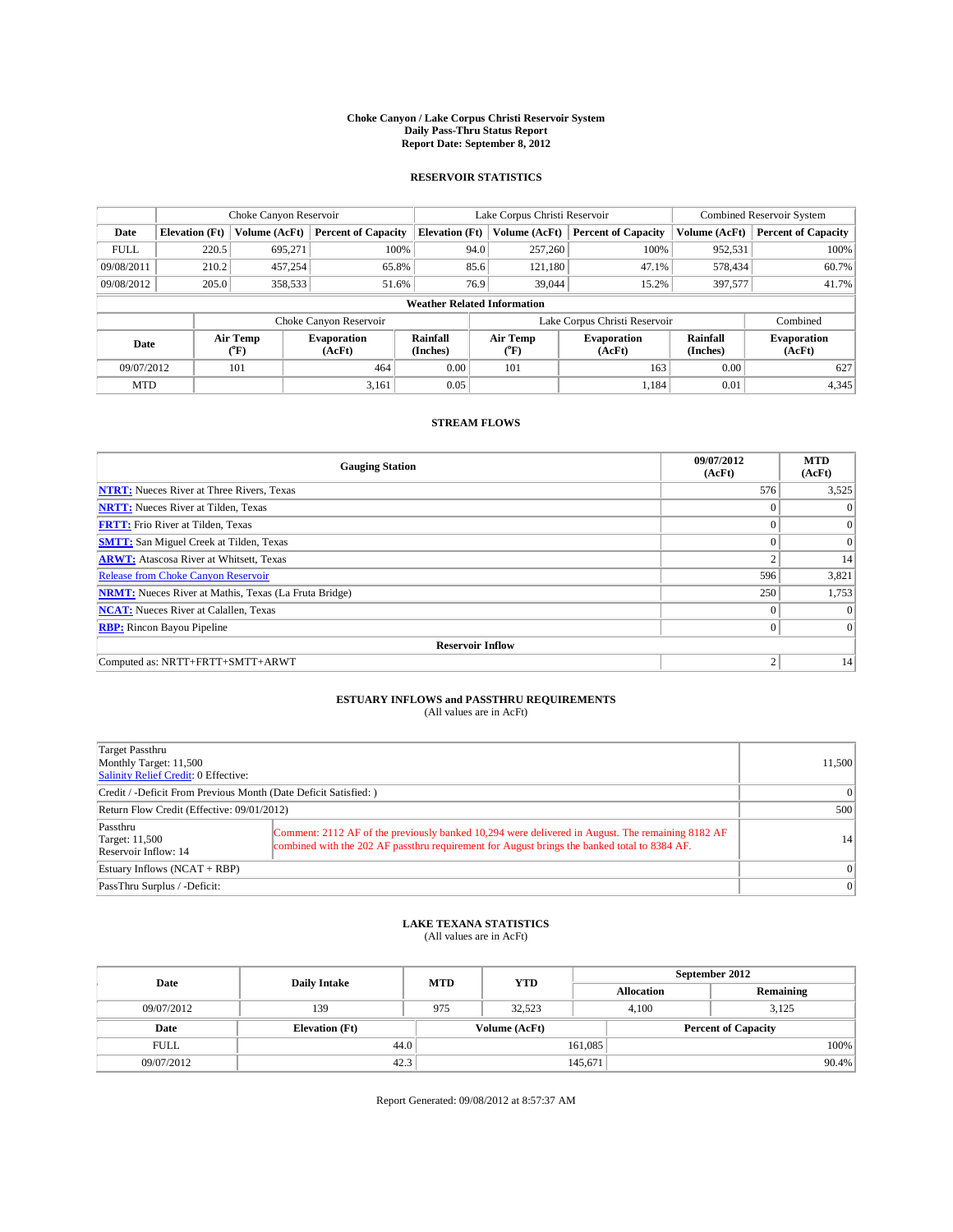# Choke Canyon / Lake Corpus Christi Reservoir System
# Daily Pass-Thru Status Report
# Report Date: September 8, 2012

## RESERVOIR STATISTICS

| | Choke Canyon Reservoir | | | Lake Corpus Christi Reservoir | | | Combined Reservoir System | |
|---|---|---|---|---|---|---|---|---|
| Date | Elevation (Ft) | Volume (AcFt) | Percent of Capacity | Elevation (Ft) | Volume (AcFt) | Percent of Capacity | Volume (AcFt) | Percent of Capacity |
| FULL | 220.5 | 695,271 | 100% | 94.0 | 257,260 | 100% | 952,531 | 100% |
| 09/08/2011 | 210.2 | 457,254 | 65.8% | 85.6 | 121,180 | 47.1% | 578,434 | 60.7% |
| 09/08/2012 | 205.0 | 358,533 | 51.6% | 76.9 | 39,044 | 15.2% | 397,577 | 41.7% |

**Weather Related Information**

| | Choke Canyon Reservoir | | | Lake Corpus Christi Reservoir | | | Combined |
|---|---|---|---|---|---|---|---|
| Date | Air Temp (°F) | Evaporation (AcFt) | Rainfall (Inches) | Air Temp (°F) | Evaporation (AcFt) | Rainfall (Inches) | Evaporation (AcFt) |
| 09/07/2012 | 101 | 464 | 0.00 | 101 | 163 | 0.00 | 627 |
| MTD | | 3,161 | 0.05 | | 1,184 | 0.01 | 4,345 |

## STREAM FLOWS

| Gauging Station | 09/07/2012 (AcFt) | MTD (AcFt) |
|---|---|---|
| **NTRT:** Nueces River at Three Rivers, Texas | 576 | 3,525 |
| **NRTT:** Nueces River at Tilden, Texas | 0 | 0 |
| **FRTT:** Frio River at Tilden, Texas | 0 | 0 |
| **SMTT:** San Miguel Creek at Tilden, Texas | 0 | 0 |
| **ARWT:** Atascosa River at Whitsett, Texas | 2 | 14 |
| Release from Choke Canyon Reservoir | 596 | 3,821 |
| **NRMT:** Nueces River at Mathis, Texas (La Fruta Bridge) | 250 | 1,753 |
| **NCAT:** Nueces River at Calallen, Texas | 0 | 0 |
| **RBP:** Rincon Bayou Pipeline | 0 | 0 |
| **Reservoir Inflow** | | |
| Computed as: NRTT+FRTT+SMTT+ARWT | 2 | 14 |

## ESTUARY INFLOWS and PASSTHRU REQUIREMENTS
(All values are in AcFt)

| | | |
|---|---|---|
| Target Passthru<br>Monthly Target: 11,500<br>Salinity Relief Credit: 0 Effective: | | 11,500 |
| Credit / -Deficit From Previous Month (Date Deficit Satisfied: ) | | 0 |
| Return Flow Credit (Effective: 09/01/2012) | | 500 |
| Passthru<br>Target: 11,500<br>Reservoir Inflow: 14 | Comment: 2112 AF of the previously banked 10,294 were delivered in August. The remaining 8182 AF combined with the 202 AF passthru requirement for August brings the banked total to 8384 AF. | 14 |
| Estuary Inflows (NCAT + RBP) | | 0 |
| PassThru Surplus / -Deficit: | | 0 |

## LAKE TEXANA STATISTICS
(All values are in AcFt)

| Date | Daily Intake | MTD | YTD | September 2012 Allocation | September 2012 Remaining |
|---|---|---|---|---|---|
| 09/07/2012 | 139 | 975 | 32,523 | 4,100 | 3,125 |

| Date | Elevation (Ft) | Volume (AcFt) | Percent of Capacity |
|---|---|---|---|
| FULL | 44.0 | 161,085 | 100% |
| 09/07/2012 | 42.3 | 145,671 | 90.4% |

Report Generated: 09/08/2012 at 8:57:37 AM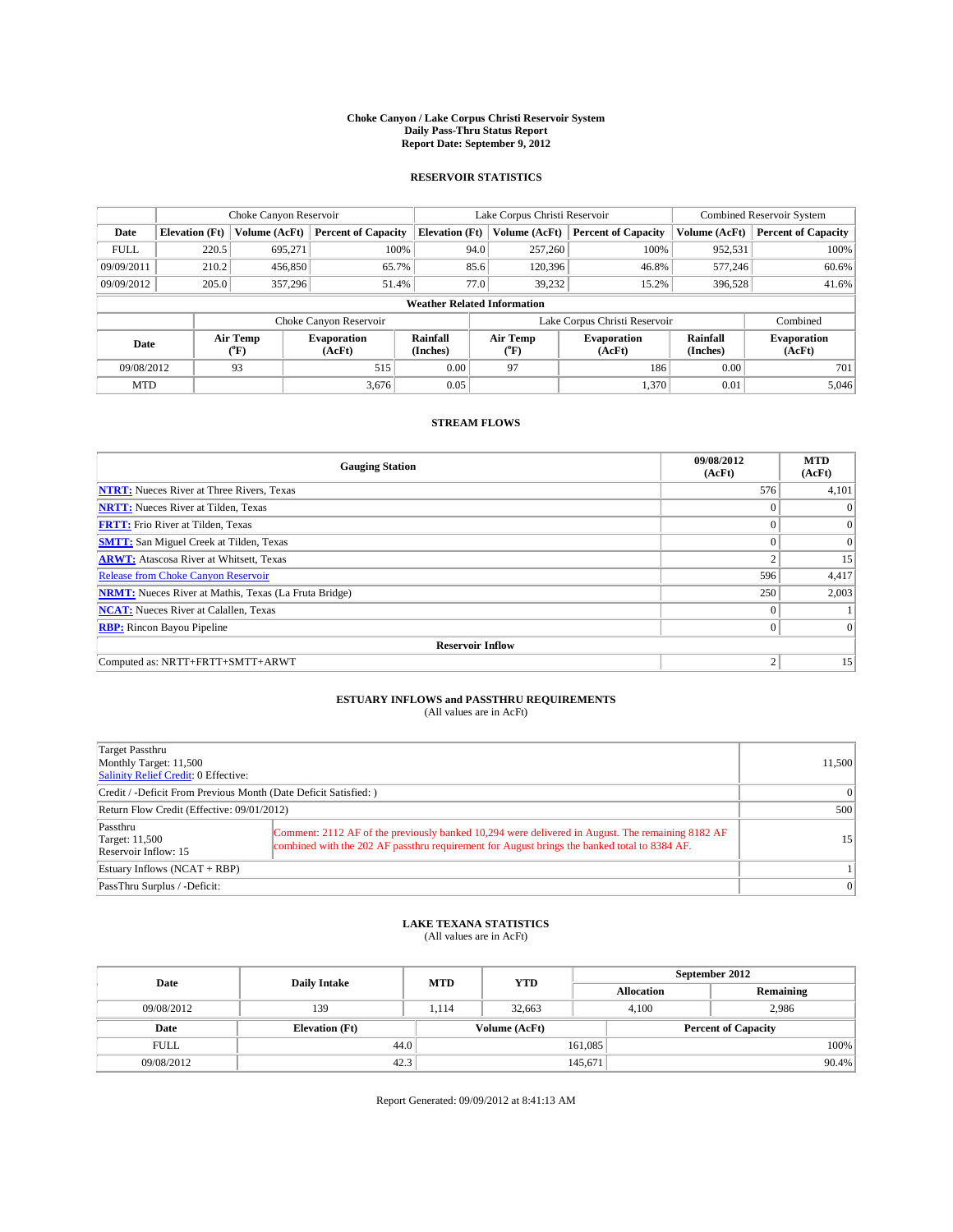# Choke Canyon / Lake Corpus Christi Reservoir System
## Daily Pass-Thru Status Report
### Report Date: September 9, 2012

## RESERVOIR STATISTICS

| | Choke Canyon Reservoir | | | Lake Corpus Christi Reservoir | | | Combined Reservoir System | |
|---|---|---|---|---|---|---|---|---|
| Date | Elevation (Ft) | Volume (AcFt) | Percent of Capacity | Elevation (Ft) | Volume (AcFt) | Percent of Capacity | Volume (AcFt) | Percent of Capacity |
| FULL | 220.5 | 695,271 | 100% | 94.0 | 257,260 | 100% | 952,531 | 100% |
| 09/09/2011 | 210.2 | 456,850 | 65.7% | 85.6 | 120,396 | 46.8% | 577,246 | 60.6% |
| 09/09/2012 | 205.0 | 357,296 | 51.4% | 77.0 | 39,232 | 15.2% | 396,528 | 41.6% |

**Weather Related Information**

| | Choke Canyon Reservoir | | | Lake Corpus Christi Reservoir | | | Combined |
|---|---|---|---|---|---|---|---|
| Date | Air Temp (°F) | Evaporation (AcFt) | Rainfall (Inches) | Air Temp (°F) | Evaporation (AcFt) | Rainfall (Inches) | Evaporation (AcFt) |
| 09/08/2012 | 93 | 515 | 0.00 | 97 | 186 | 0.00 | 701 |
| MTD | | 3,676 | 0.05 | | 1,370 | 0.01 | 5,046 |

## STREAM FLOWS

| Gauging Station | 09/08/2012 (AcFt) | MTD (AcFt) |
|---|---|---|
| NTRT: Nueces River at Three Rivers, Texas | 576 | 4,101 |
| NRTT: Nueces River at Tilden, Texas | 0 | 0 |
| FRTT: Frio River at Tilden, Texas | 0 | 0 |
| SMTT: San Miguel Creek at Tilden, Texas | 0 | 0 |
| ARWT: Atascosa River at Whitsett, Texas | 2 | 15 |
| Release from Choke Canyon Reservoir | 596 | 4,417 |
| NRMT: Nueces River at Mathis, Texas (La Fruta Bridge) | 250 | 2,003 |
| NCAT: Nueces River at Calallen, Texas | 0 | 1 |
| RBP: Rincon Bayou Pipeline | 0 | 0 |
| **Reservoir Inflow** | | |
| Computed as: NRTT+FRTT+SMTT+ARWT | 2 | 15 |

## ESTUARY INFLOWS and PASSTHRU REQUIREMENTS
(All values are in AcFt)

| | | |
|---|---|---|
| Target Passthru<br>Monthly Target: 11,500<br>Salinity Relief Credit: 0 Effective: | | 11,500 |
| Credit / -Deficit From Previous Month (Date Deficit Satisfied: ) | | 0 |
| Return Flow Credit (Effective: 09/01/2012) | | 500 |
| Passthru<br>Target: 11,500<br>Reservoir Inflow: 15 | Comment: 2112 AF of the previously banked 10,294 were delivered in August. The remaining 8182 AF combined with the 202 AF passthru requirement for August brings the banked total to 8384 AF. | 15 |
| Estuary Inflows (NCAT + RBP) | | 1 |
| PassThru Surplus / -Deficit: | | 0 |

## LAKE TEXANA STATISTICS
(All values are in AcFt)

| Date | Daily Intake | MTD | YTD | September 2012 Allocation | September 2012 Remaining |
|---|---|---|---|---|---|
| 09/08/2012 | 139 | 1,114 | 32,663 | 4,100 | 2,986 |

| Date | Elevation (Ft) | Volume (AcFt) | Percent of Capacity |
|---|---|---|---|
| FULL | 44.0 | 161,085 | 100% |
| 09/08/2012 | 42.3 | 145,671 | 90.4% |

Report Generated: 09/09/2012 at 8:41:13 AM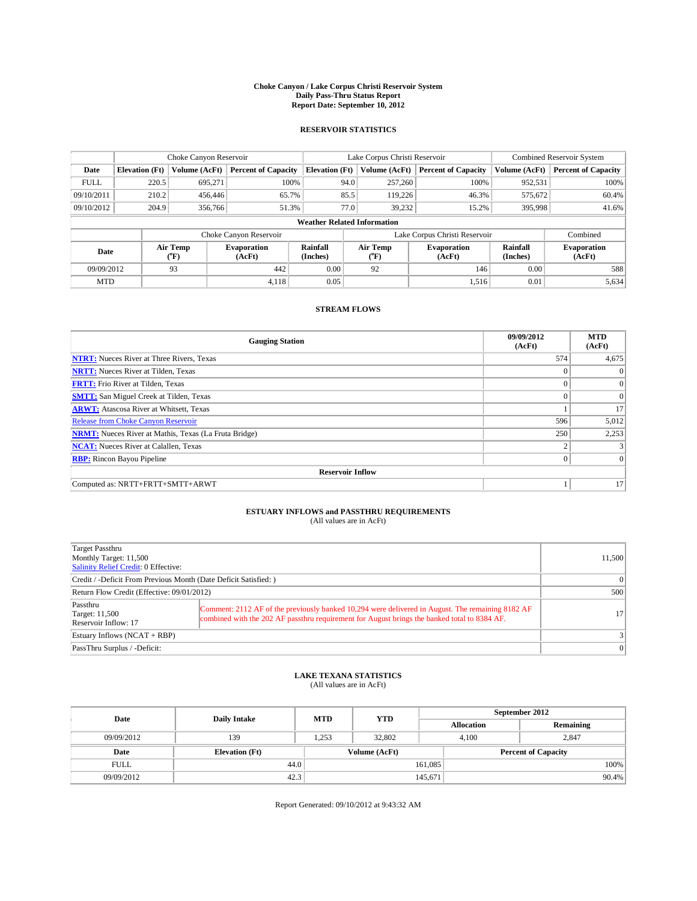# Choke Canyon / Lake Corpus Christi Reservoir System
## Daily Pass-Thru Status Report
### Report Date: September 10, 2012

## RESERVOIR STATISTICS

| | Choke Canyon Reservoir | | | Lake Corpus Christi Reservoir | | | Combined Reservoir System | |
|---|---|---|---|---|---|---|---|---|
| Date | Elevation (Ft) | Volume (AcFt) | Percent of Capacity | Elevation (Ft) | Volume (AcFt) | Percent of Capacity | Volume (AcFt) | Percent of Capacity |
| FULL | 220.5 | 695,271 | 100% | 94.0 | 257,260 | 100% | 952,531 | 100% |
| 09/10/2011 | 210.2 | 456,446 | 65.7% | 85.5 | 119,226 | 46.3% | 575,672 | 60.4% |
| 09/10/2012 | 204.9 | 356,766 | 51.3% | 77.0 | 39,232 | 15.2% | 395,998 | 41.6% |

### Weather Related Information

| | Choke Canyon Reservoir | | | Lake Corpus Christi Reservoir | | | Combined |
|---|---|---|---|---|---|---|---|
| Date | Air Temp (°F) | Evaporation (AcFt) | Rainfall (Inches) | Air Temp (°F) | Evaporation (AcFt) | Rainfall (Inches) | Evaporation (AcFt) |
| 09/09/2012 | 93 | 442 | 0.00 | 92 | 146 | 0.00 | 588 |
| MTD | | 4,118 | 0.05 | | 1,516 | 0.01 | 5,634 |

## STREAM FLOWS

| Gauging Station | 09/09/2012 (AcFt) | MTD (AcFt) |
|---|---|---|
| NTRT: Nueces River at Three Rivers, Texas | 574 | 4,675 |
| NRTT: Nueces River at Tilden, Texas | 0 | 0 |
| FRTT: Frio River at Tilden, Texas | 0 | 0 |
| SMTT: San Miguel Creek at Tilden, Texas | 0 | 0 |
| ARWT: Atascosa River at Whitsett, Texas | 1 | 17 |
| Release from Choke Canyon Reservoir | 596 | 5,012 |
| NRMT: Nueces River at Mathis, Texas (La Fruta Bridge) | 250 | 2,253 |
| NCAT: Nueces River at Calallen, Texas | 2 | 3 |
| RBP: Rincon Bayou Pipeline | 0 | 0 |
| **Reservoir Inflow** | | |
| Computed as: NRTT+FRTT+SMTT+ARWT | 1 | 17 |

## ESTUARY INFLOWS and PASSTHRU REQUIREMENTS
(All values are in AcFt)

| | | |
|---|---|---|
| Target Passthru<br>Monthly Target: 11,500<br>Salinity Relief Credit: 0 Effective: | | 11,500 |
| Credit / -Deficit From Previous Month (Date Deficit Satisfied: ) | | 0 |
| Return Flow Credit (Effective: 09/01/2012) | | 500 |
| Passthru<br>Target: 11,500<br>Reservoir Inflow: 17 | Comment: 2112 AF of the previously banked 10,294 were delivered in August. The remaining 8182 AF combined with the 202 AF passthru requirement for August brings the banked total to 8384 AF. | 17 |
| Estuary Inflows (NCAT + RBP) | | 3 |
| PassThru Surplus / -Deficit: | | 0 |

## LAKE TEXANA STATISTICS
(All values are in AcFt)

| Date | Daily Intake | MTD | YTD | September 2012 Allocation | September 2012 Remaining |
|---|---|---|---|---|---|
| 09/09/2012 | 139 | 1,253 | 32,802 | 4,100 | 2,847 |

| Date | Elevation (Ft) | Volume (AcFt) | Percent of Capacity |
|---|---|---|---|
| FULL | 44.0 | 161,085 | 100% |
| 09/09/2012 | 42.3 | 145,671 | 90.4% |

Report Generated: 09/10/2012 at 9:43:32 AM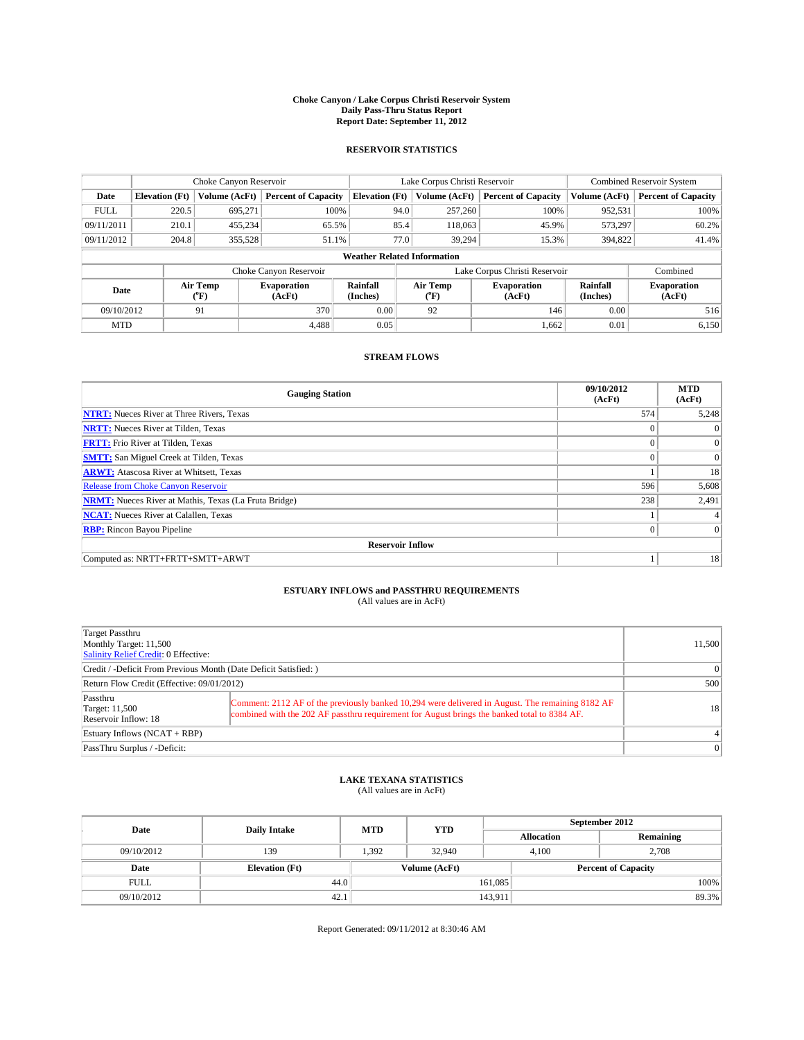# Choke Canyon / Lake Corpus Christi Reservoir System
## Daily Pass-Thru Status Report
### Report Date: September 11, 2012

## RESERVOIR STATISTICS

| | Choke Canyon Reservoir | | | Lake Corpus Christi Reservoir | | | Combined Reservoir System | |
|---|---|---|---|---|---|---|---|---|
| Date | Elevation (Ft) | Volume (AcFt) | Percent of Capacity | Elevation (Ft) | Volume (AcFt) | Percent of Capacity | Volume (AcFt) | Percent of Capacity |
| FULL | 220.5 | 695,271 | 100% | 94.0 | 257,260 | 100% | 952,531 | 100% |
| 09/11/2011 | 210.1 | 455,234 | 65.5% | 85.4 | 118,063 | 45.9% | 573,297 | 60.2% |
| 09/11/2012 | 204.8 | 355,528 | 51.1% | 77.0 | 39,294 | 15.3% | 394,822 | 41.4% |

**Weather Related Information**

| | Choke Canyon Reservoir | | | Lake Corpus Christi Reservoir | | | Combined |
|---|---|---|---|---|---|---|---|
| Date | Air Temp (°F) | Evaporation (AcFt) | Rainfall (Inches) | Air Temp (°F) | Evaporation (AcFt) | Rainfall (Inches) | Evaporation (AcFt) |
| 09/10/2012 | 91 | 370 | 0.00 | 92 | 146 | 0.00 | 516 |
| MTD | | 4,488 | 0.05 | | 1,662 | 0.01 | 6,150 |

## STREAM FLOWS

| Gauging Station | 09/10/2012 (AcFt) | MTD (AcFt) |
|---|---|---|
| **NTRT:** Nueces River at Three Rivers, Texas | 574 | 5,248 |
| **NRTT:** Nueces River at Tilden, Texas | 0 | 0 |
| **FRTT:** Frio River at Tilden, Texas | 0 | 0 |
| **SMTT:** San Miguel Creek at Tilden, Texas | 0 | 0 |
| **ARWT:** Atascosa River at Whitsett, Texas | 1 | 18 |
| Release from Choke Canyon Reservoir | 596 | 5,608 |
| **NRMT:** Nueces River at Mathis, Texas (La Fruta Bridge) | 238 | 2,491 |
| **NCAT:** Nueces River at Calallen, Texas | 1 | 4 |
| **RBP:** Rincon Bayou Pipeline | 0 | 0 |
| **Reservoir Inflow** | | |
| Computed as: NRTT+FRTT+SMTT+ARWT | 1 | 18 |

## ESTUARY INFLOWS and PASSTHRU REQUIREMENTS
(All values are in AcFt)

| | | |
|---|---|---|
| Target Passthru<br>Monthly Target: 11,500<br>Salinity Relief Credit: 0 Effective: | | 11,500 |
| Credit / -Deficit From Previous Month (Date Deficit Satisfied: ) | | 0 |
| Return Flow Credit (Effective: 09/01/2012) | | 500 |
| Passthru<br>Target: 11,500<br>Reservoir Inflow: 18 | Comment: 2112 AF of the previously banked 10,294 were delivered in August. The remaining 8182 AF combined with the 202 AF passthru requirement for August brings the banked total to 8384 AF. | 18 |
| Estuary Inflows (NCAT + RBP) | | 4 |
| PassThru Surplus / -Deficit: | | 0 |

## LAKE TEXANA STATISTICS
(All values are in AcFt)

| Date | Daily Intake | MTD | YTD | September 2012 Allocation | September 2012 Remaining |
|---|---|---|---|---|---|
| 09/10/2012 | 139 | 1,392 | 32,940 | 4,100 | 2,708 |

| Date | Elevation (Ft) | Volume (AcFt) | Percent of Capacity |
|---|---|---|---|
| FULL | 44.0 | 161,085 | 100% |
| 09/10/2012 | 42.1 | 143,911 | 89.3% |

Report Generated: 09/11/2012 at 8:30:46 AM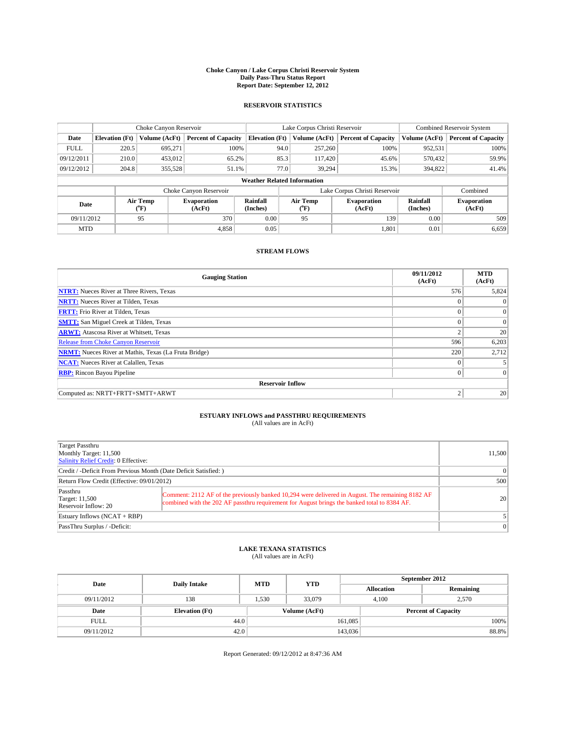**Choke Canyon / Lake Corpus Christi Reservoir System**
**Daily Pass-Thru Status Report**
**Report Date: September 12, 2012**

## RESERVOIR STATISTICS

| | Choke Canyon Reservoir | | | Lake Corpus Christi Reservoir | | | Combined Reservoir System | |
|---|---|---|---|---|---|---|---|---|
| Date | Elevation (Ft) | Volume (AcFt) | Percent of Capacity | Elevation (Ft) | Volume (AcFt) | Percent of Capacity | Volume (AcFt) | Percent of Capacity |
| FULL | 220.5 | 695,271 | 100% | 94.0 | 257,260 | 100% | 952,531 | 100% |
| 09/12/2011 | 210.0 | 453,012 | 65.2% | 85.3 | 117,420 | 45.6% | 570,432 | 59.9% |
| 09/12/2012 | 204.8 | 355,528 | 51.1% | 77.0 | 39,294 | 15.3% | 394,822 | 41.4% |

**Weather Related Information**

| | Choke Canyon Reservoir | | | Lake Corpus Christi Reservoir | | | Combined |
|---|---|---|---|---|---|---|---|
| Date | Air Temp (°F) | Evaporation (AcFt) | Rainfall (Inches) | Air Temp (°F) | Evaporation (AcFt) | Rainfall (Inches) | Evaporation (AcFt) |
| 09/11/2012 | 95 | 370 | 0.00 | 95 | 139 | 0.00 | 509 |
| MTD | | 4,858 | 0.05 | | 1,801 | 0.01 | 6,659 |

## STREAM FLOWS

| Gauging Station | 09/11/2012 (AcFt) | MTD (AcFt) |
|---|---|---|
| NTRT: Nueces River at Three Rivers, Texas | 576 | 5,824 |
| NRTT: Nueces River at Tilden, Texas | 0 | 0 |
| FRTT: Frio River at Tilden, Texas | 0 | 0 |
| SMTT: San Miguel Creek at Tilden, Texas | 0 | 0 |
| ARWT: Atascosa River at Whitsett, Texas | 2 | 20 |
| Release from Choke Canyon Reservoir | 596 | 6,203 |
| NRMT: Nueces River at Mathis, Texas (La Fruta Bridge) | 220 | 2,712 |
| NCAT: Nueces River at Calallen, Texas | 0 | 5 |
| RBP: Rincon Bayou Pipeline | 0 | 0 |
| **Reservoir Inflow** | | |
| Computed as: NRTT+FRTT+SMTT+ARWT | 2 | 20 |

## ESTUARY INFLOWS and PASSTHRU REQUIREMENTS

(All values are in AcFt)

| | | |
|---|---|---|
| Target Passthru<br>Monthly Target: 11,500<br>Salinity Relief Credit: 0 Effective: | | 11,500 |
| Credit / -Deficit From Previous Month (Date Deficit Satisfied: ) | | 0 |
| Return Flow Credit (Effective: 09/01/2012) | | 500 |
| Passthru<br>Target: 11,500<br>Reservoir Inflow: 20 | Comment: 2112 AF of the previously banked 10,294 were delivered in August. The remaining 8182 AF combined with the 202 AF passthru requirement for August brings the banked total to 8384 AF. | 20 |
| Estuary Inflows (NCAT + RBP) | | 5 |
| PassThru Surplus / -Deficit: | | 0 |

## LAKE TEXANA STATISTICS

(All values are in AcFt)

| Date | Daily Intake | MTD | YTD | September 2012 Allocation | September 2012 Remaining |
|---|---|---|---|---|---|
| 09/11/2012 | 138 | 1,530 | 33,079 | 4,100 | 2,570 |

| Date | Elevation (Ft) | Volume (AcFt) | Percent of Capacity |
|---|---|---|---|
| FULL | 44.0 | 161,085 | 100% |
| 09/11/2012 | 42.0 | 143,036 | 88.8% |

Report Generated: 09/12/2012 at 8:47:36 AM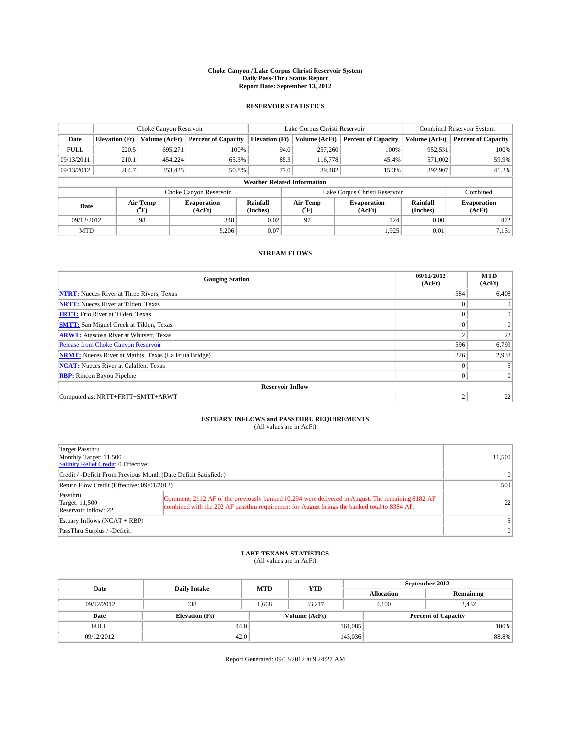# Choke Canyon / Lake Corpus Christi Reservoir System
## Daily Pass-Thru Status Report
### Report Date: September 13, 2012

## RESERVOIR STATISTICS

| | Choke Canyon Reservoir | | | Lake Corpus Christi Reservoir | | | Combined Reservoir System | |
|---|---|---|---|---|---|---|---|---|
| Date | Elevation (Ft) | Volume (AcFt) | Percent of Capacity | Elevation (Ft) | Volume (AcFt) | Percent of Capacity | Volume (AcFt) | Percent of Capacity |
| FULL | 220.5 | 695,271 | 100% | 94.0 | 257,260 | 100% | 952,531 | 100% |
| 09/13/2011 | 210.1 | 454,224 | 65.3% | 85.3 | 116,778 | 45.4% | 571,002 | 59.9% |
| 09/13/2012 | 204.7 | 353,425 | 50.8% | 77.0 | 39,482 | 15.3% | 392,907 | 41.2% |

**Weather Related Information**

| | Choke Canyon Reservoir | | | Lake Corpus Christi Reservoir | | | Combined |
|---|---|---|---|---|---|---|---|
| Date | Air Temp (°F) | Evaporation (AcFt) | Rainfall (Inches) | Air Temp (°F) | Evaporation (AcFt) | Rainfall (Inches) | Evaporation (AcFt) |
| 09/12/2012 | 98 | 348 | 0.02 | 97 | 124 | 0.00 | 472 |
| MTD | | 5,206 | 0.07 | | 1,925 | 0.01 | 7,131 |

## STREAM FLOWS

| Gauging Station | 09/12/2012 (AcFt) | MTD (AcFt) |
|---|---|---|
| NTRT: Nueces River at Three Rivers, Texas | 584 | 6,408 |
| NRTT: Nueces River at Tilden, Texas | 0 | 0 |
| FRTT: Frio River at Tilden, Texas | 0 | 0 |
| SMTT: San Miguel Creek at Tilden, Texas | 0 | 0 |
| ARWT: Atascosa River at Whitsett, Texas | 2 | 22 |
| Release from Choke Canyon Reservoir | 596 | 6,799 |
| NRMT: Nueces River at Mathis, Texas (La Fruta Bridge) | 226 | 2,938 |
| NCAT: Nueces River at Calallen, Texas | 0 | 5 |
| RBP: Rincon Bayou Pipeline | 0 | 0 |
| **Reservoir Inflow** | | |
| Computed as: NRTT+FRTT+SMTT+ARWT | 2 | 22 |

## ESTUARY INFLOWS and PASSTHRU REQUIREMENTS
(All values are in AcFt)

| | | |
|---|---|---|
| Target Passthru<br>Monthly Target: 11,500<br>Salinity Relief Credit: 0 Effective: | | 11,500 |
| Credit / -Deficit From Previous Month (Date Deficit Satisfied: ) | | 0 |
| Return Flow Credit (Effective: 09/01/2012) | | 500 |
| Passthru<br>Target: 11,500<br>Reservoir Inflow: 22 | Comment: 2112 AF of the previously banked 10,294 were delivered in August. The remaining 8182 AF combined with the 202 AF passthru requirement for August brings the banked total to 8384 AF. | 22 |
| Estuary Inflows (NCAT + RBP) | | 5 |
| PassThru Surplus / -Deficit: | | 0 |

## LAKE TEXANA STATISTICS
(All values are in AcFt)

| Date | Daily Intake | MTD | YTD | September 2012 Allocation | September 2012 Remaining |
|---|---|---|---|---|---|
| 09/12/2012 | 138 | 1,668 | 33,217 | 4,100 | 2,432 |

| Date | Elevation (Ft) | Volume (AcFt) | Percent of Capacity |
|---|---|---|---|
| FULL | 44.0 | 161,085 | 100% |
| 09/12/2012 | 42.0 | 143,036 | 88.8% |

Report Generated: 09/13/2012 at 9:24:27 AM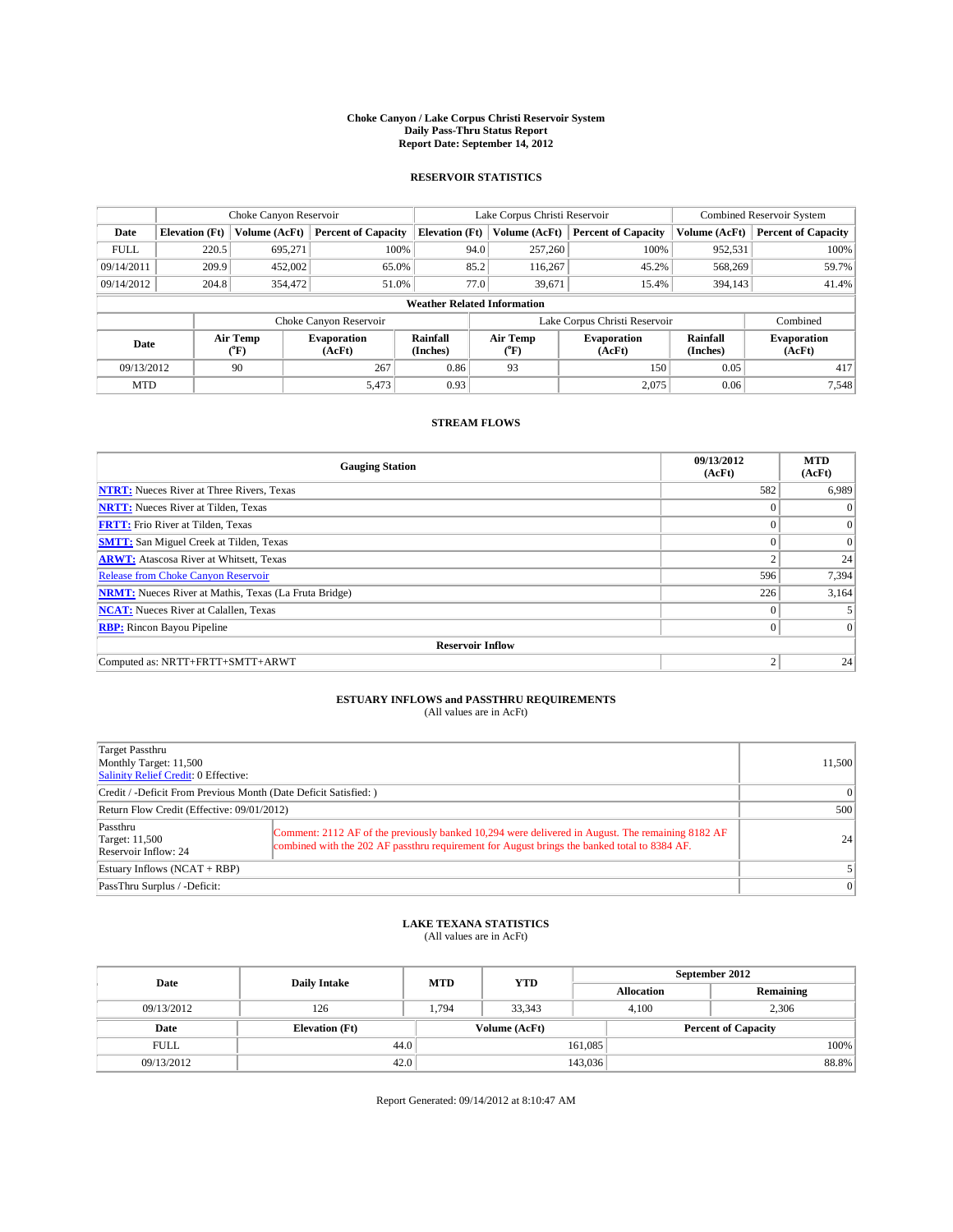# Choke Canyon / Lake Corpus Christi Reservoir System
## Daily Pass-Thru Status Report
### Report Date: September 14, 2012

## RESERVOIR STATISTICS

| | Choke Canyon Reservoir | | | Lake Corpus Christi Reservoir | | | Combined Reservoir System | |
|---|---|---|---|---|---|---|---|---|
| Date | Elevation (Ft) | Volume (AcFt) | Percent of Capacity | Elevation (Ft) | Volume (AcFt) | Percent of Capacity | Volume (AcFt) | Percent of Capacity |
| FULL | 220.5 | 695,271 | 100% | 94.0 | 257,260 | 100% | 952,531 | 100% |
| 09/14/2011 | 209.9 | 452,002 | 65.0% | 85.2 | 116,267 | 45.2% | 568,269 | 59.7% |
| 09/14/2012 | 204.8 | 354,472 | 51.0% | 77.0 | 39,671 | 15.4% | 394,143 | 41.4% |

**Weather Related Information**

| | Choke Canyon Reservoir | | | Lake Corpus Christi Reservoir | | | Combined |
|---|---|---|---|---|---|---|---|
| Date | Air Temp (°F) | Evaporation (AcFt) | Rainfall (Inches) | Air Temp (°F) | Evaporation (AcFt) | Rainfall (Inches) | Evaporation (AcFt) |
| 09/13/2012 | 90 | 267 | 0.86 | 93 | 150 | 0.05 | 417 |
| MTD | | 5,473 | 0.93 | | 2,075 | 0.06 | 7,548 |

## STREAM FLOWS

| Gauging Station | 09/13/2012 (AcFt) | MTD (AcFt) |
|---|---|---|
| **NTRT:** Nueces River at Three Rivers, Texas | 582 | 6,989 |
| **NRTT:** Nueces River at Tilden, Texas | 0 | 0 |
| **FRTT:** Frio River at Tilden, Texas | 0 | 0 |
| **SMTT:** San Miguel Creek at Tilden, Texas | 0 | 0 |
| **ARWT:** Atascosa River at Whitsett, Texas | 2 | 24 |
| Release from Choke Canyon Reservoir | 596 | 7,394 |
| **NRMT:** Nueces River at Mathis, Texas (La Fruta Bridge) | 226 | 3,164 |
| **NCAT:** Nueces River at Calallen, Texas | 0 | 5 |
| **RBP:** Rincon Bayou Pipeline | 0 | 0 |
| **Reservoir Inflow** | | |
| Computed as: NRTT+FRTT+SMTT+ARWT | 2 | 24 |

## ESTUARY INFLOWS and PASSTHRU REQUIREMENTS
(All values are in AcFt)

| | | |
|---|---|---|
| Target Passthru<br>Monthly Target: 11,500<br>Salinity Relief Credit: 0 Effective: | | 11,500 |
| Credit / -Deficit From Previous Month (Date Deficit Satisfied: ) | | 0 |
| Return Flow Credit (Effective: 09/01/2012) | | 500 |
| Passthru<br>Target: 11,500<br>Reservoir Inflow: 24 | Comment: 2112 AF of the previously banked 10,294 were delivered in August. The remaining 8182 AF combined with the 202 AF passthru requirement for August brings the banked total to 8384 AF. | 24 |
| Estuary Inflows (NCAT + RBP) | | 5 |
| PassThru Surplus / -Deficit: | | 0 |

## LAKE TEXANA STATISTICS
(All values are in AcFt)

| Date | Daily Intake | MTD | YTD | September 2012 Allocation | September 2012 Remaining |
|---|---|---|---|---|---|
| 09/13/2012 | 126 | 1,794 | 33,343 | 4,100 | 2,306 |

| Date | Elevation (Ft) | Volume (AcFt) | Percent of Capacity |
|---|---|---|---|
| FULL | 44.0 | 161,085 | 100% |
| 09/13/2012 | 42.0 | 143,036 | 88.8% |

Report Generated: 09/14/2012 at 8:10:47 AM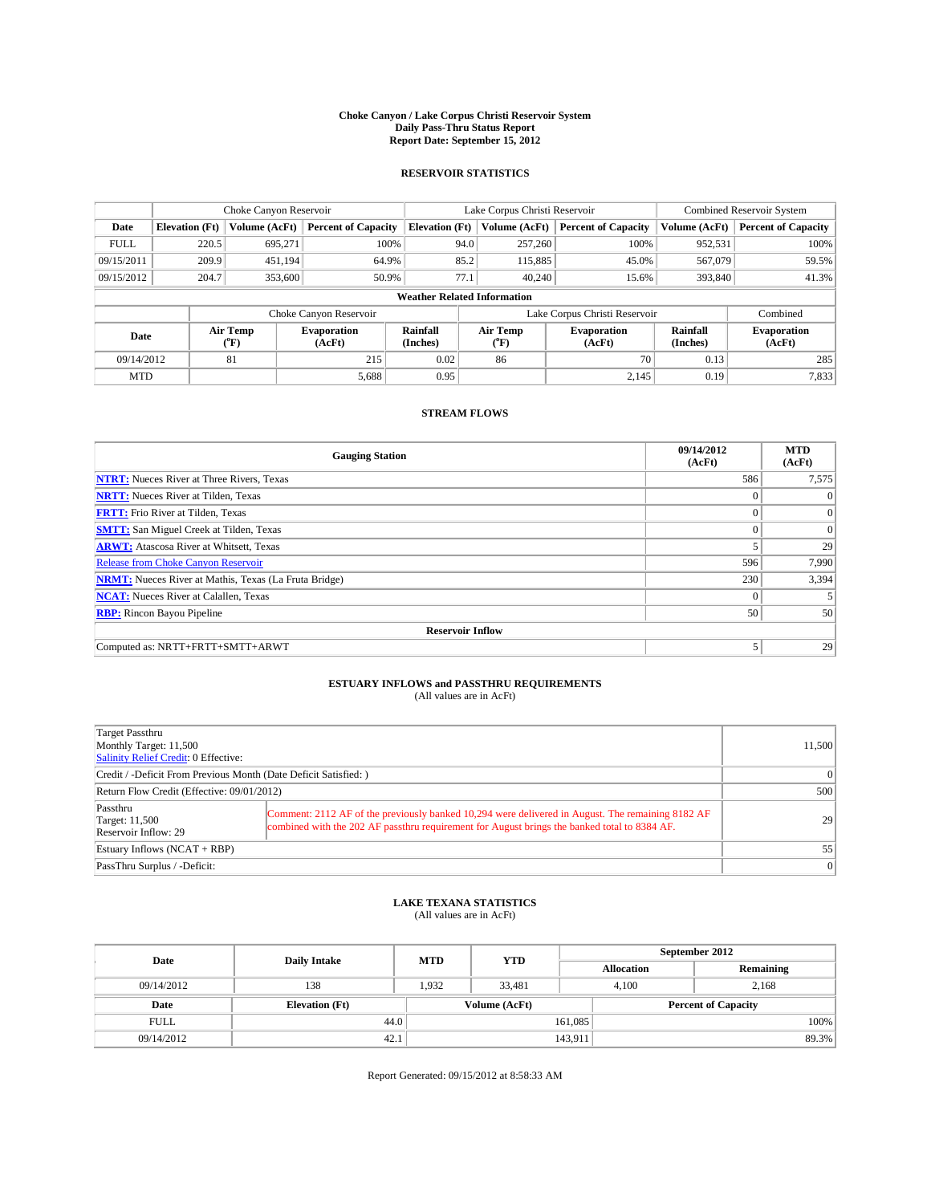# Choke Canyon / Lake Corpus Christi Reservoir System
## Daily Pass-Thru Status Report
### Report Date: September 15, 2012

## RESERVOIR STATISTICS

| | Choke Canyon Reservoir | | | Lake Corpus Christi Reservoir | | | Combined Reservoir System | |
|---|---|---|---|---|---|---|---|---|
| Date | Elevation (Ft) | Volume (AcFt) | Percent of Capacity | Elevation (Ft) | Volume (AcFt) | Percent of Capacity | Volume (AcFt) | Percent of Capacity |
| FULL | 220.5 | 695,271 | 100% | 94.0 | 257,260 | 100% | 952,531 | 100% |
| 09/15/2011 | 209.9 | 451,194 | 64.9% | 85.2 | 115,885 | 45.0% | 567,079 | 59.5% |
| 09/15/2012 | 204.7 | 353,600 | 50.9% | 77.1 | 40,240 | 15.6% | 393,840 | 41.3% |

**Weather Related Information**

| | Choke Canyon Reservoir | | | Lake Corpus Christi Reservoir | | | Combined |
|---|---|---|---|---|---|---|---|
| Date | Air Temp (°F) | Evaporation (AcFt) | Rainfall (Inches) | Air Temp (°F) | Evaporation (AcFt) | Rainfall (Inches) | Evaporation (AcFt) |
| 09/14/2012 | 81 | 215 | 0.02 | 86 | 70 | 0.13 | 285 |
| MTD | | 5,688 | 0.95 | | 2,145 | 0.19 | 7,833 |

## STREAM FLOWS

| Gauging Station | 09/14/2012 (AcFt) | MTD (AcFt) |
|---|---|---|
| NTRT: Nueces River at Three Rivers, Texas | 586 | 7,575 |
| NRTT: Nueces River at Tilden, Texas | 0 | 0 |
| FRTT: Frio River at Tilden, Texas | 0 | 0 |
| SMTT: San Miguel Creek at Tilden, Texas | 0 | 0 |
| ARWT: Atascosa River at Whitsett, Texas | 5 | 29 |
| Release from Choke Canyon Reservoir | 596 | 7,990 |
| NRMT: Nueces River at Mathis, Texas (La Fruta Bridge) | 230 | 3,394 |
| NCAT: Nueces River at Calallen, Texas | 0 | 5 |
| RBP: Rincon Bayou Pipeline | 50 | 50 |
| **Reservoir Inflow** | | |
| Computed as: NRTT+FRTT+SMTT+ARWT | 5 | 29 |

## ESTUARY INFLOWS and PASSTHRU REQUIREMENTS
(All values are in AcFt)

| | | |
|---|---|---|
| Target Passthru<br>Monthly Target: 11,500<br>Salinity Relief Credit: 0 Effective: | | 11,500 |
| Credit / -Deficit From Previous Month (Date Deficit Satisfied: ) | | 0 |
| Return Flow Credit (Effective: 09/01/2012) | | 500 |
| Passthru<br>Target: 11,500<br>Reservoir Inflow: 29 | Comment: 2112 AF of the previously banked 10,294 were delivered in August. The remaining 8182 AF combined with the 202 AF passthru requirement for August brings the banked total to 8384 AF. | 29 |
| Estuary Inflows (NCAT + RBP) | | 55 |
| PassThru Surplus / -Deficit: | | 0 |

## LAKE TEXANA STATISTICS
(All values are in AcFt)

| Date | Daily Intake | MTD | YTD | September 2012 Allocation | September 2012 Remaining |
|---|---|---|---|---|---|
| 09/14/2012 | 138 | 1,932 | 33,481 | 4,100 | 2,168 |

| Date | Elevation (Ft) | Volume (AcFt) | Percent of Capacity |
|---|---|---|---|
| FULL | 44.0 | 161,085 | 100% |
| 09/14/2012 | 42.1 | 143,911 | 89.3% |

Report Generated: 09/15/2012 at 8:58:33 AM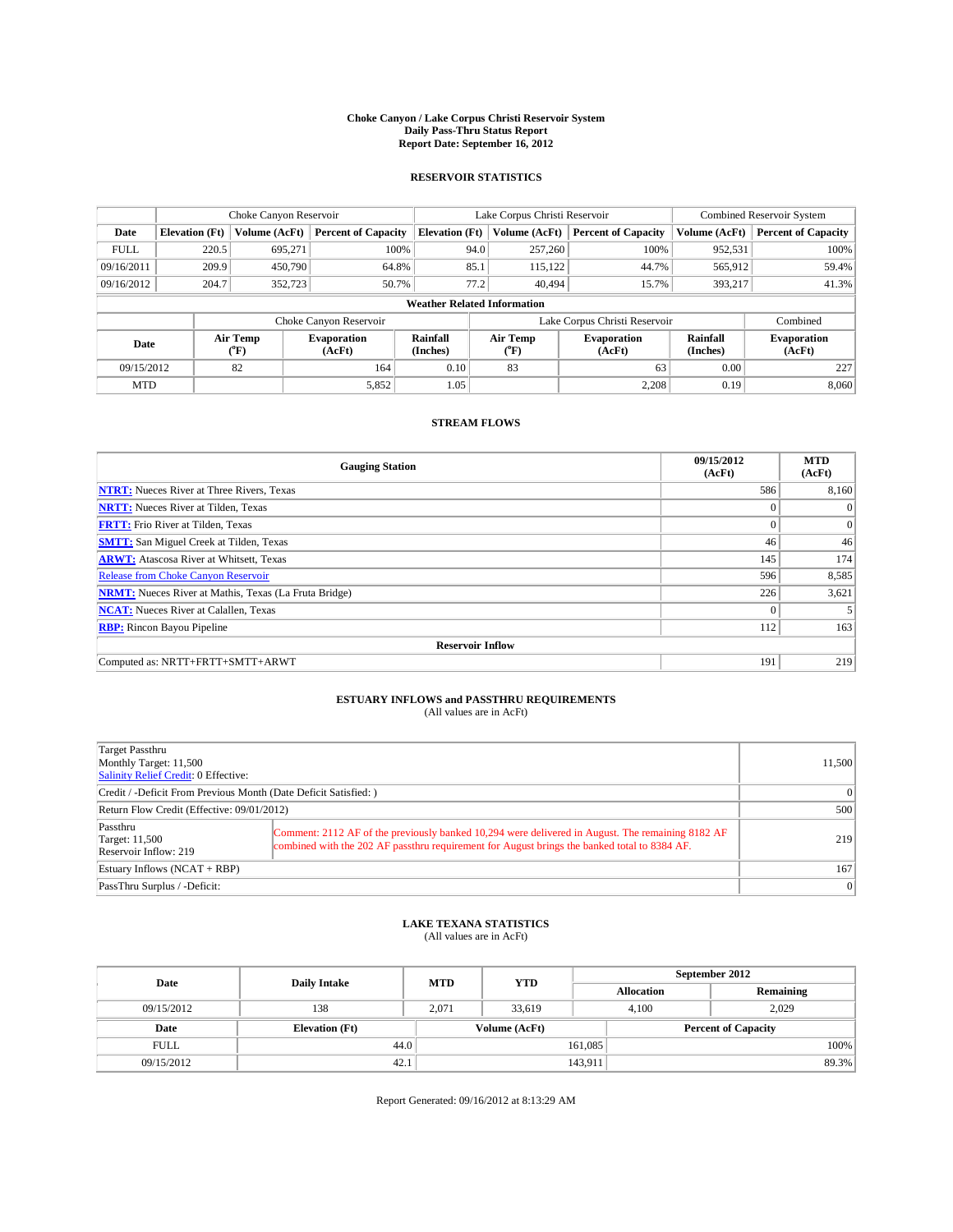# Choke Canyon / Lake Corpus Christi Reservoir System
## Daily Pass-Thru Status Report
### Report Date: September 16, 2012

## RESERVOIR STATISTICS

| | Choke Canyon Reservoir | | | Lake Corpus Christi Reservoir | | | Combined Reservoir System | |
|---|---|---|---|---|---|---|---|---|
| Date | Elevation (Ft) | Volume (AcFt) | Percent of Capacity | Elevation (Ft) | Volume (AcFt) | Percent of Capacity | Volume (AcFt) | Percent of Capacity |
| FULL | 220.5 | 695,271 | 100% | 94.0 | 257,260 | 100% | 952,531 | 100% |
| 09/16/2011 | 209.9 | 450,790 | 64.8% | 85.1 | 115,122 | 44.7% | 565,912 | 59.4% |
| 09/16/2012 | 204.7 | 352,723 | 50.7% | 77.2 | 40,494 | 15.7% | 393,217 | 41.3% |

**Weather Related Information**

| | Choke Canyon Reservoir | | | Lake Corpus Christi Reservoir | | | Combined |
|---|---|---|---|---|---|---|---|
| Date | Air Temp (°F) | Evaporation (AcFt) | Rainfall (Inches) | Air Temp (°F) | Evaporation (AcFt) | Rainfall (Inches) | Evaporation (AcFt) |
| 09/15/2012 | 82 | 164 | 0.10 | 83 | 63 | 0.00 | 227 |
| MTD | | 5,852 | 1.05 | | 2,208 | 0.19 | 8,060 |

## STREAM FLOWS

| Gauging Station | 09/15/2012 (AcFt) | MTD (AcFt) |
|---|---|---|
| NTRT: Nueces River at Three Rivers, Texas | 586 | 8,160 |
| NRTT: Nueces River at Tilden, Texas | 0 | 0 |
| FRTT: Frio River at Tilden, Texas | 0 | 0 |
| SMTT: San Miguel Creek at Tilden, Texas | 46 | 46 |
| ARWT: Atascosa River at Whitsett, Texas | 145 | 174 |
| Release from Choke Canyon Reservoir | 596 | 8,585 |
| NRMT: Nueces River at Mathis, Texas (La Fruta Bridge) | 226 | 3,621 |
| NCAT: Nueces River at Calallen, Texas | 0 | 5 |
| RBP: Rincon Bayou Pipeline | 112 | 163 |
| **Reservoir Inflow** | | |
| Computed as: NRTT+FRTT+SMTT+ARWT | 191 | 219 |

## ESTUARY INFLOWS and PASSTHRU REQUIREMENTS
(All values are in AcFt)

| | | |
|---|---|---|
| Target Passthru<br>Monthly Target: 11,500<br>Salinity Relief Credit: 0 Effective: | | 11,500 |
| Credit / -Deficit From Previous Month (Date Deficit Satisfied: ) | | 0 |
| Return Flow Credit (Effective: 09/01/2012) | | 500 |
| Passthru<br>Target: 11,500<br>Reservoir Inflow: 219 | Comment: 2112 AF of the previously banked 10,294 were delivered in August. The remaining 8182 AF combined with the 202 AF passthru requirement for August brings the banked total to 8384 AF. | 219 |
| Estuary Inflows (NCAT + RBP) | | 167 |
| PassThru Surplus / -Deficit: | | 0 |

## LAKE TEXANA STATISTICS
(All values are in AcFt)

| Date | Daily Intake | MTD | YTD | September 2012 Allocation | September 2012 Remaining |
|---|---|---|---|---|---|
| 09/15/2012 | 138 | 2,071 | 33,619 | 4,100 | 2,029 |

| Date | Elevation (Ft) | Volume (AcFt) | Percent of Capacity |
|---|---|---|---|
| FULL | 44.0 | 161,085 | 100% |
| 09/15/2012 | 42.1 | 143,911 | 89.3% |

Report Generated: 09/16/2012 at 8:13:29 AM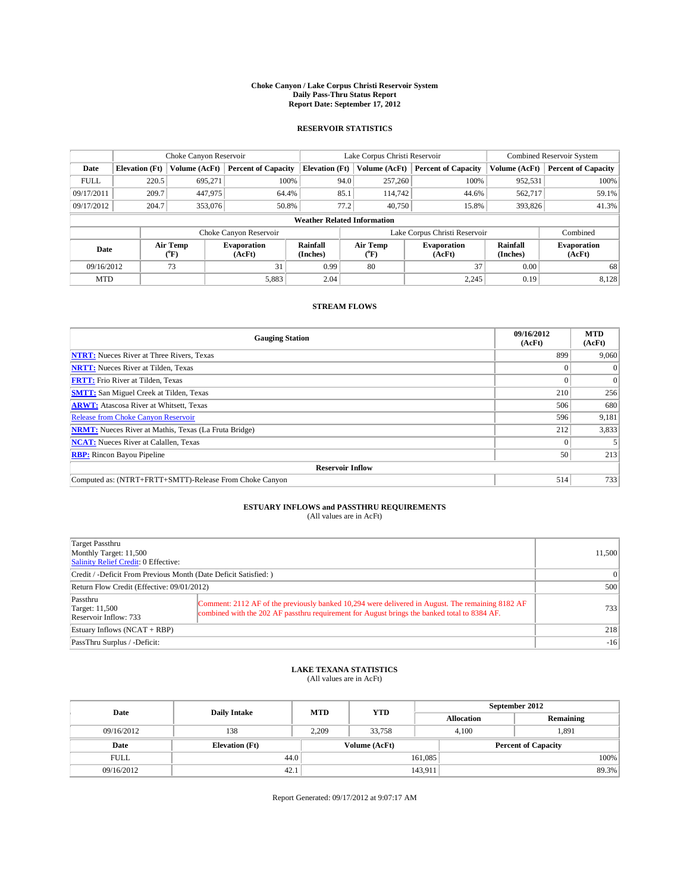**Choke Canyon / Lake Corpus Christi Reservoir System**
**Daily Pass-Thru Status Report**
**Report Date: September 17, 2012**

### RESERVOIR STATISTICS

| | Choke Canyon Reservoir | | | Lake Corpus Christi Reservoir | | | Combined Reservoir System | |
|---|---|---|---|---|---|---|---|---|
| Date | Elevation (Ft) | Volume (AcFt) | Percent of Capacity | Elevation (Ft) | Volume (AcFt) | Percent of Capacity | Volume (AcFt) | Percent of Capacity |
| FULL | 220.5 | 695,271 | 100% | 94.0 | 257,260 | 100% | 952,531 | 100% |
| 09/17/2011 | 209.7 | 447,975 | 64.4% | 85.1 | 114,742 | 44.6% | 562,717 | 59.1% |
| 09/17/2012 | 204.7 | 353,076 | 50.8% | 77.2 | 40,750 | 15.8% | 393,826 | 41.3% |

**Weather Related Information**

| | Choke Canyon Reservoir | | | Lake Corpus Christi Reservoir | | | Combined |
|---|---|---|---|---|---|---|---|
| Date | Air Temp (°F) | Evaporation (AcFt) | Rainfall (Inches) | Air Temp (°F) | Evaporation (AcFt) | Rainfall (Inches) | Evaporation (AcFt) |
| 09/16/2012 | 73 | 31 | 0.99 | 80 | 37 | 0.00 | 68 |
| MTD | | 5,883 | 2.04 | | 2,245 | 0.19 | 8,128 |

### STREAM FLOWS

| Gauging Station | 09/16/2012 (AcFt) | MTD (AcFt) |
|---|---|---|
| **NTRT:** Nueces River at Three Rivers, Texas | 899 | 9,060 |
| **NRTT:** Nueces River at Tilden, Texas | 0 | 0 |
| **FRTT:** Frio River at Tilden, Texas | 0 | 0 |
| **SMTT:** San Miguel Creek at Tilden, Texas | 210 | 256 |
| **ARWT:** Atascosa River at Whitsett, Texas | 506 | 680 |
| Release from Choke Canyon Reservoir | 596 | 9,181 |
| **NRMT:** Nueces River at Mathis, Texas (La Fruta Bridge) | 212 | 3,833 |
| **NCAT:** Nueces River at Calallen, Texas | 0 | 5 |
| **RBP:** Rincon Bayou Pipeline | 50 | 213 |
| **Reservoir Inflow** | | |
| Computed as: (NTRT+FRTT+SMTT)-Release From Choke Canyon | 514 | 733 |

### ESTUARY INFLOWS and PASSTHRU REQUIREMENTS
(All values are in AcFt)

| | | |
|---|---|---|
| Target Passthru<br>Monthly Target: 11,500<br>Salinity Relief Credit: 0 Effective: | | 11,500 |
| Credit / -Deficit From Previous Month (Date Deficit Satisfied: ) | | 0 |
| Return Flow Credit (Effective: 09/01/2012) | | 500 |
| Passthru<br>Target: 11,500<br>Reservoir Inflow: 733 | Comment: 2112 AF of the previously banked 10,294 were delivered in August. The remaining 8182 AF combined with the 202 AF passthru requirement for August brings the banked total to 8384 AF. | 733 |
| Estuary Inflows (NCAT + RBP) | | 218 |
| PassThru Surplus / -Deficit: | | -16 |

### LAKE TEXANA STATISTICS
(All values are in AcFt)

| Date | Daily Intake | MTD | YTD | September 2012 Allocation | September 2012 Remaining |
|---|---|---|---|---|---|
| 09/16/2012 | 138 | 2,209 | 33,758 | 4,100 | 1,891 |

| Date | Elevation (Ft) | Volume (AcFt) | Percent of Capacity |
|---|---|---|---|
| FULL | 44.0 | 161,085 | 100% |
| 09/16/2012 | 42.1 | 143,911 | 89.3% |

Report Generated: 09/17/2012 at 9:07:17 AM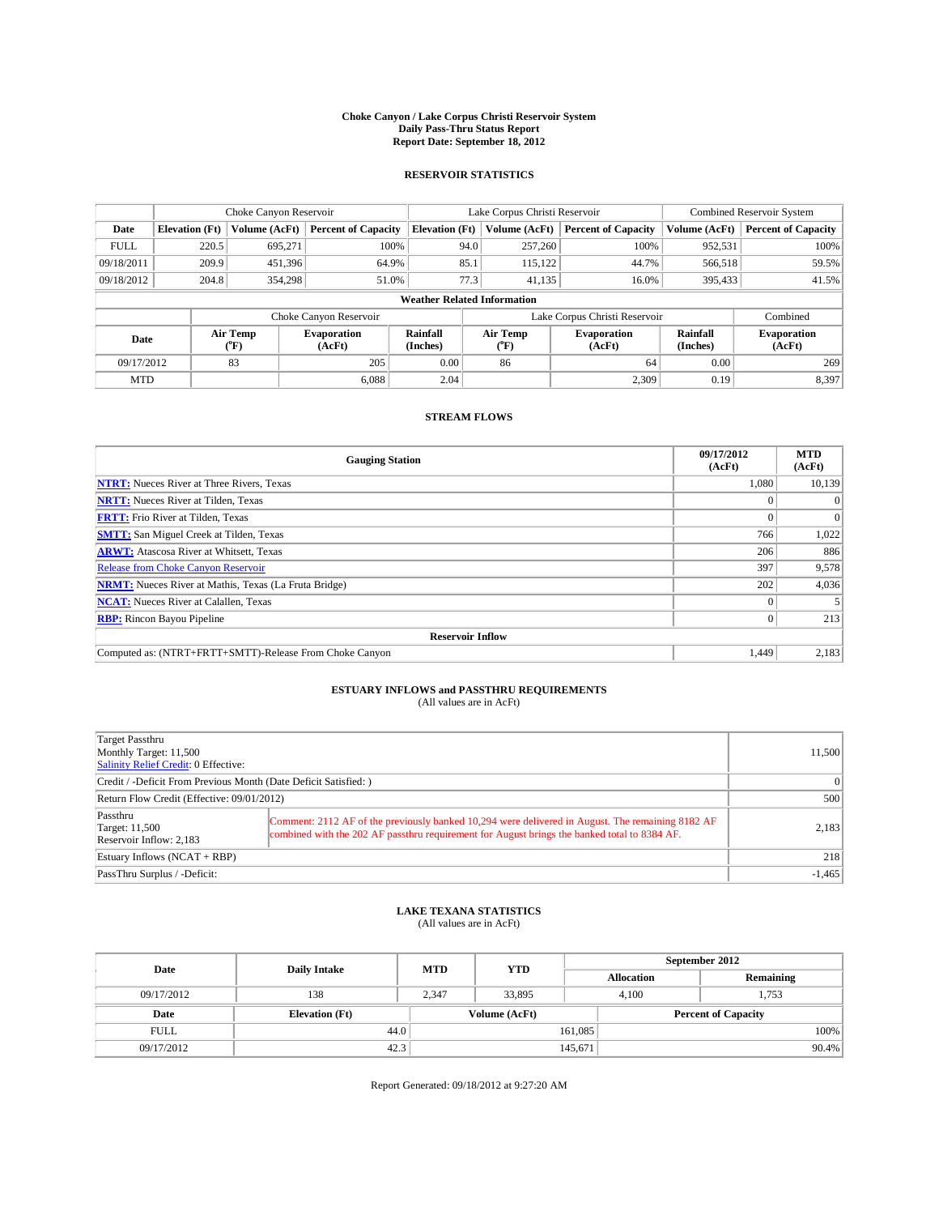**Choke Canyon / Lake Corpus Christi Reservoir System**
**Daily Pass-Thru Status Report**
**Report Date: September 18, 2012**

## RESERVOIR STATISTICS

| | Choke Canyon Reservoir | | | Lake Corpus Christi Reservoir | | | Combined Reservoir System | |
|---|---|---|---|---|---|---|---|---|
| **Date** | **Elevation (Ft)** | **Volume (AcFt)** | **Percent of Capacity** | **Elevation (Ft)** | **Volume (AcFt)** | **Percent of Capacity** | **Volume (AcFt)** | **Percent of Capacity** |
| FULL | 220.5 | 695,271 | 100% | 94.0 | 257,260 | 100% | 952,531 | 100% |
| 09/18/2011 | 209.9 | 451,396 | 64.9% | 85.1 | 115,122 | 44.7% | 566,518 | 59.5% |
| 09/18/2012 | 204.8 | 354,298 | 51.0% | 77.3 | 41,135 | 16.0% | 395,433 | 41.5% |

**Weather Related Information**

| | Choke Canyon Reservoir | | | Lake Corpus Christi Reservoir | | | Combined |
|---|---|---|---|---|---|---|---|
| **Date** | **Air Temp (°F)** | **Evaporation (AcFt)** | **Rainfall (Inches)** | **Air Temp (°F)** | **Evaporation (AcFt)** | **Rainfall (Inches)** | **Evaporation (AcFt)** |
| 09/17/2012 | 83 | 205 | 0.00 | 86 | 64 | 0.00 | 269 |
| MTD | | 6,088 | 2.04 | | 2,309 | 0.19 | 8,397 |

## STREAM FLOWS

| Gauging Station | 09/17/2012 (AcFt) | MTD (AcFt) |
|---|---|---|
| **NTRT:** Nueces River at Three Rivers, Texas | 1,080 | 10,139 |
| **NRTT:** Nueces River at Tilden, Texas | 0 | 0 |
| **FRTT:** Frio River at Tilden, Texas | 0 | 0 |
| **SMTT:** San Miguel Creek at Tilden, Texas | 766 | 1,022 |
| **ARWT:** Atascosa River at Whitsett, Texas | 206 | 886 |
| Release from Choke Canyon Reservoir | 397 | 9,578 |
| **NRMT:** Nueces River at Mathis, Texas (La Fruta Bridge) | 202 | 4,036 |
| **NCAT:** Nueces River at Calallen, Texas | 0 | 5 |
| **RBP:** Rincon Bayou Pipeline | 0 | 213 |
| **Reservoir Inflow** | | |
| Computed as: (NTRT+FRTT+SMTT)-Release From Choke Canyon | 1,449 | 2,183 |

## ESTUARY INFLOWS and PASSTHRU REQUIREMENTS
(All values are in AcFt)

| | | |
|---|---|---|
| Target Passthru<br>Monthly Target: 11,500<br>Salinity Relief Credit: 0 Effective: | | 11,500 |
| Credit / -Deficit From Previous Month (Date Deficit Satisfied: ) | | 0 |
| Return Flow Credit (Effective: 09/01/2012) | | 500 |
| Passthru<br>Target: 11,500<br>Reservoir Inflow: 2,183 | Comment: 2112 AF of the previously banked 10,294 were delivered in August. The remaining 8182 AF combined with the 202 AF passthru requirement for August brings the banked total to 8384 AF. | 2,183 |
| Estuary Inflows (NCAT + RBP) | | 218 |
| PassThru Surplus / -Deficit: | | -1,465 |

## LAKE TEXANA STATISTICS
(All values are in AcFt)

| Date | Daily Intake | MTD | YTD | September 2012 Allocation | September 2012 Remaining |
|---|---|---|---|---|---|
| 09/17/2012 | 138 | 2,347 | 33,895 | 4,100 | 1,753 |

| Date | Elevation (Ft) | Volume (AcFt) | Percent of Capacity |
|---|---|---|---|
| FULL | 44.0 | 161,085 | 100% |
| 09/17/2012 | 42.3 | 145,671 | 90.4% |

Report Generated: 09/18/2012 at 9:27:20 AM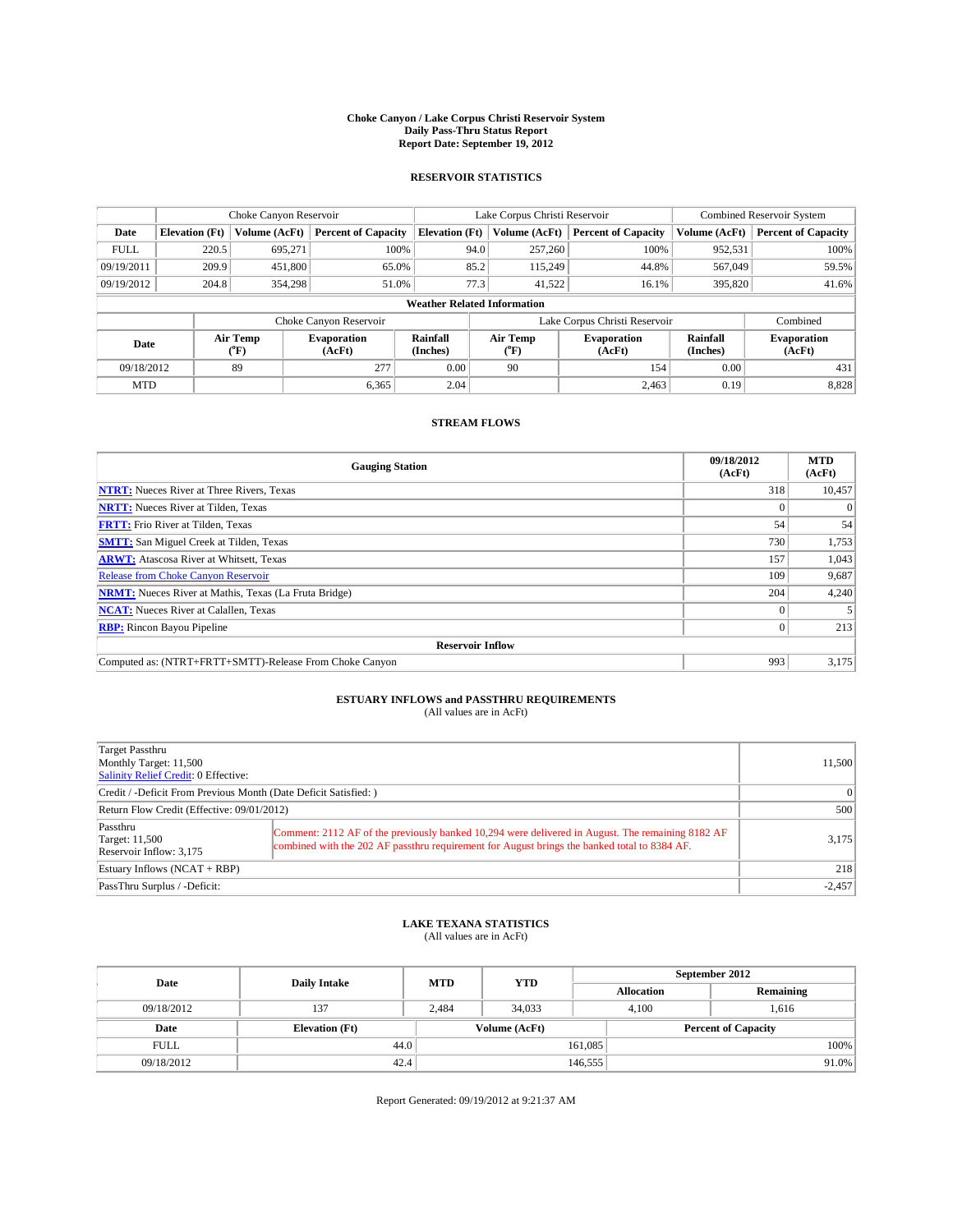# Choke Canyon / Lake Corpus Christi Reservoir System
## Daily Pass-Thru Status Report
### Report Date: September 19, 2012

## RESERVOIR STATISTICS

| | Choke Canyon Reservoir | | | Lake Corpus Christi Reservoir | | | Combined Reservoir System | |
|---|---|---|---|---|---|---|---|---|
| Date | Elevation (Ft) | Volume (AcFt) | Percent of Capacity | Elevation (Ft) | Volume (AcFt) | Percent of Capacity | Volume (AcFt) | Percent of Capacity |
| FULL | 220.5 | 695,271 | 100% | 94.0 | 257,260 | 100% | 952,531 | 100% |
| 09/19/2011 | 209.9 | 451,800 | 65.0% | 85.2 | 115,249 | 44.8% | 567,049 | 59.5% |
| 09/19/2012 | 204.8 | 354,298 | 51.0% | 77.3 | 41,522 | 16.1% | 395,820 | 41.6% |

**Weather Related Information**

| | Choke Canyon Reservoir | | | Lake Corpus Christi Reservoir | | | Combined |
|---|---|---|---|---|---|---|---|
| Date | Air Temp (°F) | Evaporation (AcFt) | Rainfall (Inches) | Air Temp (°F) | Evaporation (AcFt) | Rainfall (Inches) | Evaporation (AcFt) |
| 09/18/2012 | 89 | 277 | 0.00 | 90 | 154 | 0.00 | 431 |
| MTD | | 6,365 | 2.04 | | 2,463 | 0.19 | 8,828 |

## STREAM FLOWS

| Gauging Station | 09/18/2012 (AcFt) | MTD (AcFt) |
|---|---|---|
| NTRT: Nueces River at Three Rivers, Texas | 318 | 10,457 |
| NRTT: Nueces River at Tilden, Texas | 0 | 0 |
| FRTT: Frio River at Tilden, Texas | 54 | 54 |
| SMTT: San Miguel Creek at Tilden, Texas | 730 | 1,753 |
| ARWT: Atascosa River at Whitsett, Texas | 157 | 1,043 |
| Release from Choke Canyon Reservoir | 109 | 9,687 |
| NRMT: Nueces River at Mathis, Texas (La Fruta Bridge) | 204 | 4,240 |
| NCAT: Nueces River at Calallen, Texas | 0 | 5 |
| RBP: Rincon Bayou Pipeline | 0 | 213 |
| **Reservoir Inflow** | | |
| Computed as: (NTRT+FRTT+SMTT)-Release From Choke Canyon | 993 | 3,175 |

## ESTUARY INFLOWS and PASSTHRU REQUIREMENTS
(All values are in AcFt)

| | | |
|---|---|---|
| Target Passthru<br>Monthly Target: 11,500<br>Salinity Relief Credit: 0 Effective: | | 11,500 |
| Credit / -Deficit From Previous Month (Date Deficit Satisfied: ) | | 0 |
| Return Flow Credit (Effective: 09/01/2012) | | 500 |
| Passthru<br>Target: 11,500<br>Reservoir Inflow: 3,175 | Comment: 2112 AF of the previously banked 10,294 were delivered in August. The remaining 8182 AF combined with the 202 AF passthru requirement for August brings the banked total to 8384 AF. | 3,175 |
| Estuary Inflows (NCAT + RBP) | | 218 |
| PassThru Surplus / -Deficit: | | -2,457 |

## LAKE TEXANA STATISTICS
(All values are in AcFt)

| Date | Daily Intake | MTD | YTD | September 2012 Allocation | September 2012 Remaining |
|---|---|---|---|---|---|
| 09/18/2012 | 137 | 2,484 | 34,033 | 4,100 | 1,616 |

| Date | Elevation (Ft) | Volume (AcFt) | Percent of Capacity |
|---|---|---|---|
| FULL | 44.0 | 161,085 | 100% |
| 09/18/2012 | 42.4 | 146,555 | 91.0% |

Report Generated: 09/19/2012 at 9:21:37 AM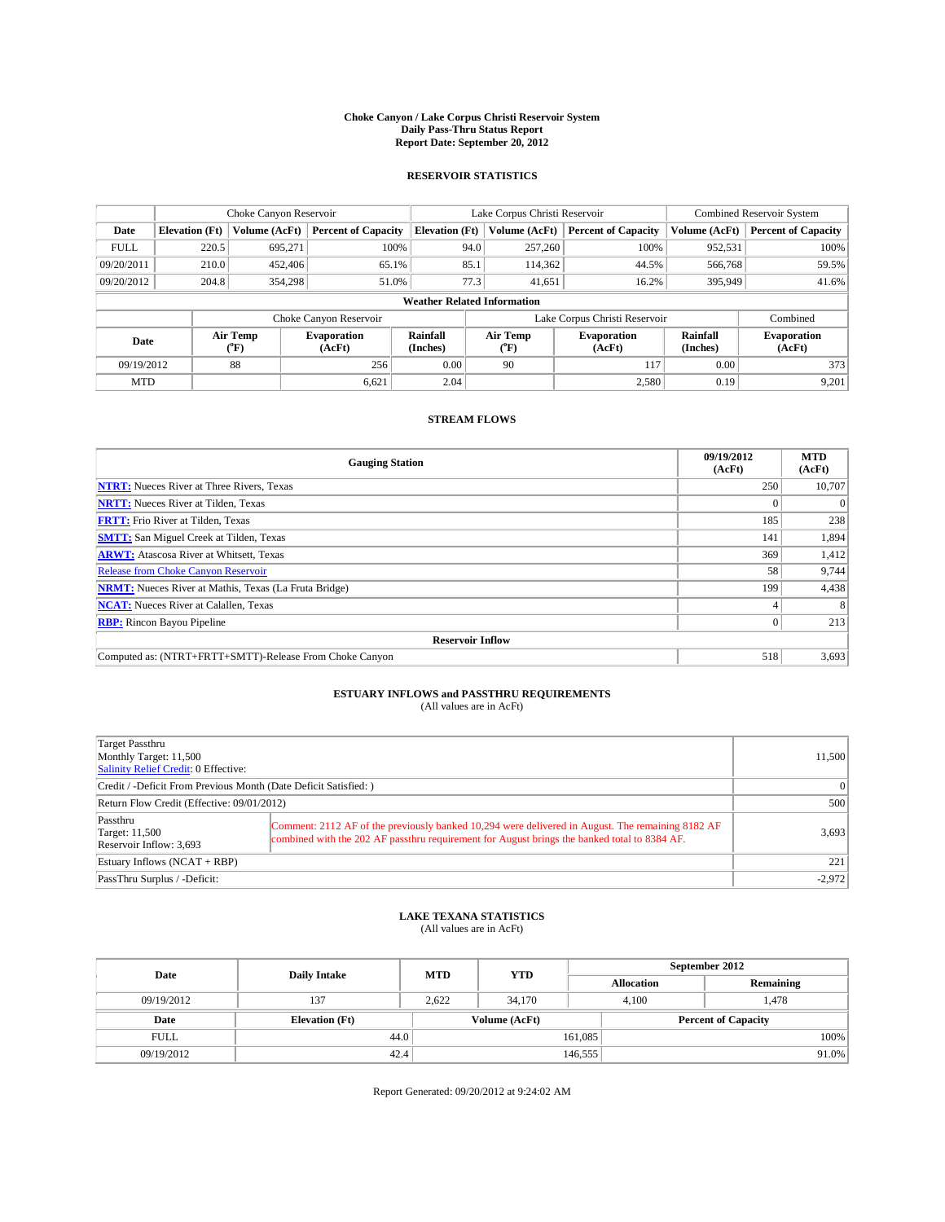**Choke Canyon / Lake Corpus Christi Reservoir System**
**Daily Pass-Thru Status Report**
**Report Date: September 20, 2012**

## RESERVOIR STATISTICS

| | Choke Canyon Reservoir | | | Lake Corpus Christi Reservoir | | | Combined Reservoir System | |
|---|---|---|---|---|---|---|---|---|
| Date | Elevation (Ft) | Volume (AcFt) | Percent of Capacity | Elevation (Ft) | Volume (AcFt) | Percent of Capacity | Volume (AcFt) | Percent of Capacity |
| FULL | 220.5 | 695,271 | 100% | 94.0 | 257,260 | 100% | 952,531 | 100% |
| 09/20/2011 | 210.0 | 452,406 | 65.1% | 85.1 | 114,362 | 44.5% | 566,768 | 59.5% |
| 09/20/2012 | 204.8 | 354,298 | 51.0% | 77.3 | 41,651 | 16.2% | 395,949 | 41.6% |

**Weather Related Information**

| | Choke Canyon Reservoir | | | Lake Corpus Christi Reservoir | | | Combined |
|---|---|---|---|---|---|---|---|
| Date | Air Temp (°F) | Evaporation (AcFt) | Rainfall (Inches) | Air Temp (°F) | Evaporation (AcFt) | Rainfall (Inches) | Evaporation (AcFt) |
| 09/19/2012 | 88 | 256 | 0.00 | 90 | 117 | 0.00 | 373 |
| MTD | | 6,621 | 2.04 | | 2,580 | 0.19 | 9,201 |

## STREAM FLOWS

| Gauging Station | 09/19/2012 (AcFt) | MTD (AcFt) |
|---|---|---|
| NTRT: Nueces River at Three Rivers, Texas | 250 | 10,707 |
| NRTT: Nueces River at Tilden, Texas | 0 | 0 |
| FRTT: Frio River at Tilden, Texas | 185 | 238 |
| SMTT: San Miguel Creek at Tilden, Texas | 141 | 1,894 |
| ARWT: Atascosa River at Whitsett, Texas | 369 | 1,412 |
| Release from Choke Canyon Reservoir | 58 | 9,744 |
| NRMT: Nueces River at Mathis, Texas (La Fruta Bridge) | 199 | 4,438 |
| NCAT: Nueces River at Calallen, Texas | 4 | 8 |
| RBP: Rincon Bayou Pipeline | 0 | 213 |
| **Reservoir Inflow** | | |
| Computed as: (NTRT+FRTT+SMTT)-Release From Choke Canyon | 518 | 3,693 |

## ESTUARY INFLOWS and PASSTHRU REQUIREMENTS
(All values are in AcFt)

| | | |
|---|---|---|
| Target Passthru<br>Monthly Target: 11,500<br>Salinity Relief Credit: 0 Effective: | | 11,500 |
| Credit / -Deficit From Previous Month (Date Deficit Satisfied: ) | | 0 |
| Return Flow Credit (Effective: 09/01/2012) | | 500 |
| Passthru<br>Target: 11,500<br>Reservoir Inflow: 3,693 | Comment: 2112 AF of the previously banked 10,294 were delivered in August. The remaining 8182 AF combined with the 202 AF passthru requirement for August brings the banked total to 8384 AF. | 3,693 |
| Estuary Inflows (NCAT + RBP) | | 221 |
| PassThru Surplus / -Deficit: | | -2,972 |

## LAKE TEXANA STATISTICS
(All values are in AcFt)

| Date | Daily Intake | MTD | YTD | September 2012 Allocation | September 2012 Remaining |
|---|---|---|---|---|---|
| 09/19/2012 | 137 | 2,622 | 34,170 | 4,100 | 1,478 |

| Date | Elevation (Ft) | Volume (AcFt) | Percent of Capacity |
|---|---|---|---|
| FULL | 44.0 | 161,085 | 100% |
| 09/19/2012 | 42.4 | 146,555 | 91.0% |

Report Generated: 09/20/2012 at 9:24:02 AM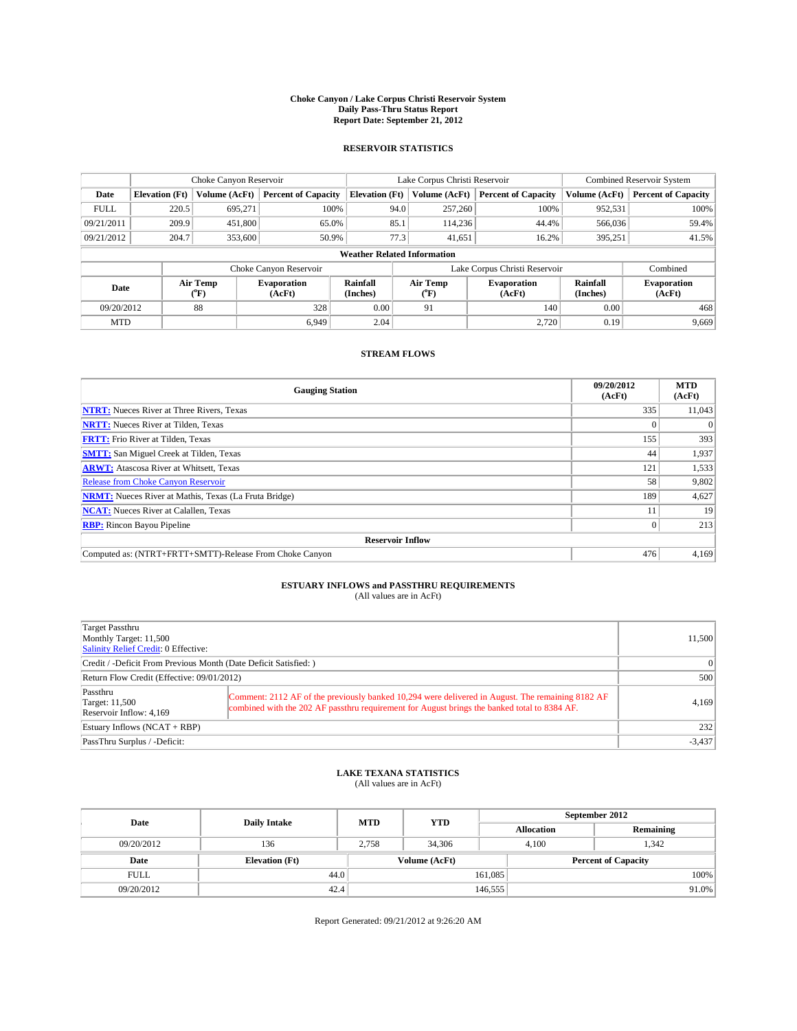# Choke Canyon / Lake Corpus Christi Reservoir System
## Daily Pass-Thru Status Report
### Report Date: September 21, 2012

## RESERVOIR STATISTICS

| | Choke Canyon Reservoir | | | Lake Corpus Christi Reservoir | | | Combined Reservoir System | |
|---|---|---|---|---|---|---|---|---|
| Date | Elevation (Ft) | Volume (AcFt) | Percent of Capacity | Elevation (Ft) | Volume (AcFt) | Percent of Capacity | Volume (AcFt) | Percent of Capacity |
| FULL | 220.5 | 695,271 | 100% | 94.0 | 257,260 | 100% | 952,531 | 100% |
| 09/21/2011 | 209.9 | 451,800 | 65.0% | 85.1 | 114,236 | 44.4% | 566,036 | 59.4% |
| 09/21/2012 | 204.7 | 353,600 | 50.9% | 77.3 | 41,651 | 16.2% | 395,251 | 41.5% |

**Weather Related Information**

| | Choke Canyon Reservoir | | | Lake Corpus Christi Reservoir | | | Combined |
|---|---|---|---|---|---|---|---|
| Date | Air Temp (°F) | Evaporation (AcFt) | Rainfall (Inches) | Air Temp (°F) | Evaporation (AcFt) | Rainfall (Inches) | Evaporation (AcFt) |
| 09/20/2012 | 88 | 328 | 0.00 | 91 | 140 | 0.00 | 468 |
| MTD | | 6,949 | 2.04 | | 2,720 | 0.19 | 9,669 |

## STREAM FLOWS

| Gauging Station | 09/20/2012 (AcFt) | MTD (AcFt) |
|---|---|---|
| NTRT: Nueces River at Three Rivers, Texas | 335 | 11,043 |
| NRTT: Nueces River at Tilden, Texas | 0 | 0 |
| FRTT: Frio River at Tilden, Texas | 155 | 393 |
| SMTT: San Miguel Creek at Tilden, Texas | 44 | 1,937 |
| ARWT: Atascosa River at Whitsett, Texas | 121 | 1,533 |
| Release from Choke Canyon Reservoir | 58 | 9,802 |
| NRMT: Nueces River at Mathis, Texas (La Fruta Bridge) | 189 | 4,627 |
| NCAT: Nueces River at Calallen, Texas | 11 | 19 |
| RBP: Rincon Bayou Pipeline | 0 | 213 |
| **Reservoir Inflow** | | |
| Computed as: (NTRT+FRTT+SMTT)-Release From Choke Canyon | 476 | 4,169 |

## ESTUARY INFLOWS and PASSTHRU REQUIREMENTS
(All values are in AcFt)

| | | |
|---|---|---|
| Target Passthru<br>Monthly Target: 11,500<br>Salinity Relief Credit: 0 Effective: | | 11,500 |
| Credit / -Deficit From Previous Month (Date Deficit Satisfied: ) | | 0 |
| Return Flow Credit (Effective: 09/01/2012) | | 500 |
| Passthru<br>Target: 11,500<br>Reservoir Inflow: 4,169 | Comment: 2112 AF of the previously banked 10,294 were delivered in August. The remaining 8182 AF combined with the 202 AF passthru requirement for August brings the banked total to 8384 AF. | 4,169 |
| Estuary Inflows (NCAT + RBP) | | 232 |
| PassThru Surplus / -Deficit: | | -3,437 |

## LAKE TEXANA STATISTICS
(All values are in AcFt)

| Date | Daily Intake | MTD | YTD | September 2012 Allocation | September 2012 Remaining |
|---|---|---|---|---|---|
| 09/20/2012 | 136 | 2,758 | 34,306 | 4,100 | 1,342 |

| Date | Elevation (Ft) | Volume (AcFt) | Percent of Capacity |
|---|---|---|---|
| FULL | 44.0 | 161,085 | 100% |
| 09/20/2012 | 42.4 | 146,555 | 91.0% |

Report Generated: 09/21/2012 at 9:26:20 AM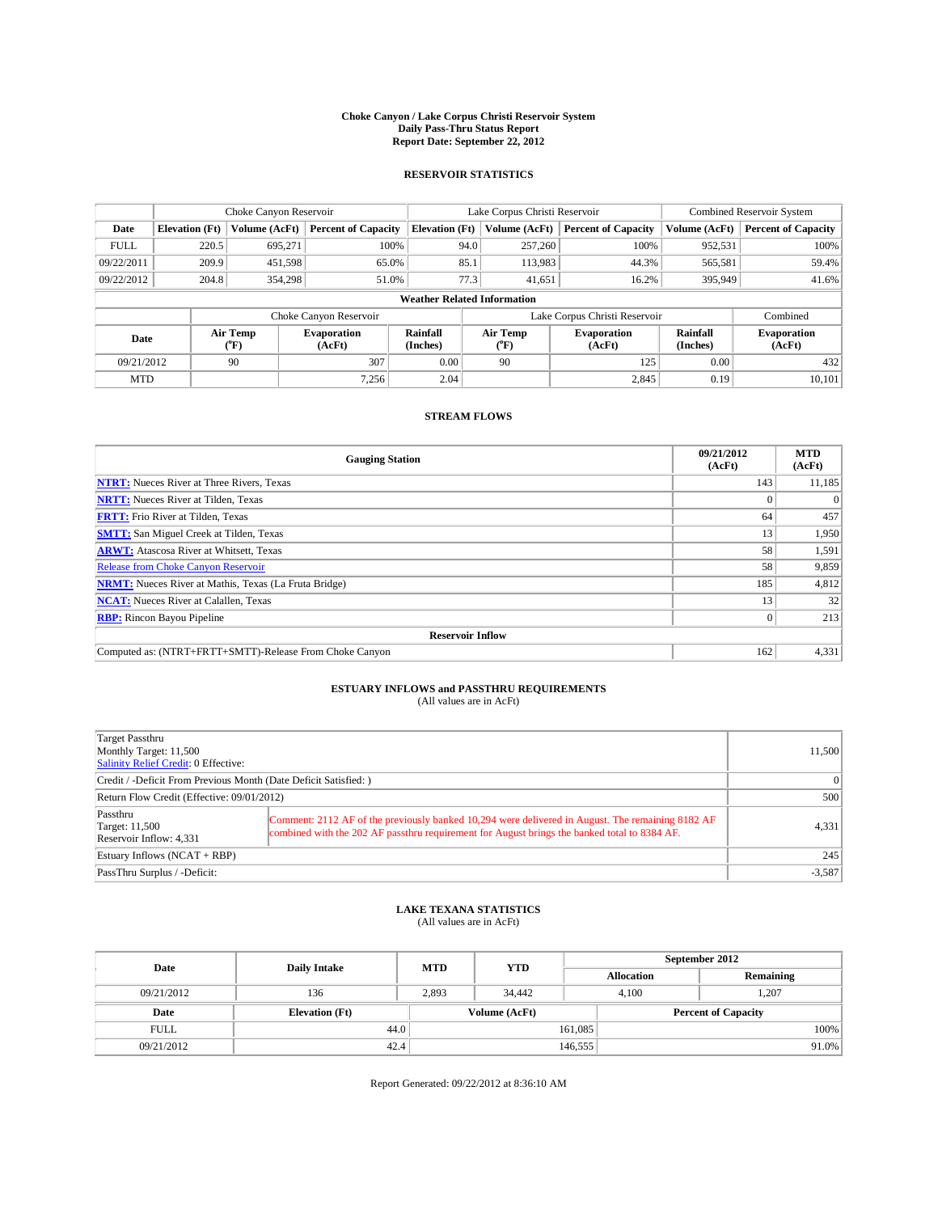**Choke Canyon / Lake Corpus Christi Reservoir System**
**Daily Pass-Thru Status Report**
**Report Date: September 22, 2012**

## RESERVOIR STATISTICS

| | Choke Canyon Reservoir | | | Lake Corpus Christi Reservoir | | | Combined Reservoir System | |
|---|---|---|---|---|---|---|---|---|
| Date | Elevation (Ft) | Volume (AcFt) | Percent of Capacity | Elevation (Ft) | Volume (AcFt) | Percent of Capacity | Volume (AcFt) | Percent of Capacity |
| FULL | 220.5 | 695,271 | 100% | 94.0 | 257,260 | 100% | 952,531 | 100% |
| 09/22/2011 | 209.9 | 451,598 | 65.0% | 85.1 | 113,983 | 44.3% | 565,581 | 59.4% |
| 09/22/2012 | 204.8 | 354,298 | 51.0% | 77.3 | 41,651 | 16.2% | 395,949 | 41.6% |

**Weather Related Information**

| | Choke Canyon Reservoir | | | Lake Corpus Christi Reservoir | | | Combined |
|---|---|---|---|---|---|---|---|
| Date | Air Temp (°F) | Evaporation (AcFt) | Rainfall (Inches) | Air Temp (°F) | Evaporation (AcFt) | Rainfall (Inches) | Evaporation (AcFt) |
| 09/21/2012 | 90 | 307 | 0.00 | 90 | 125 | 0.00 | 432 |
| MTD | | 7,256 | 2.04 | | 2,845 | 0.19 | 10,101 |

## STREAM FLOWS

| Gauging Station | 09/21/2012 (AcFt) | MTD (AcFt) |
|---|---|---|
| NTRT: Nueces River at Three Rivers, Texas | 143 | 11,185 |
| NRTT: Nueces River at Tilden, Texas | 0 | 0 |
| FRTT: Frio River at Tilden, Texas | 64 | 457 |
| SMTT: San Miguel Creek at Tilden, Texas | 13 | 1,950 |
| ARWT: Atascosa River at Whitsett, Texas | 58 | 1,591 |
| Release from Choke Canyon Reservoir | 58 | 9,859 |
| NRMT: Nueces River at Mathis, Texas (La Fruta Bridge) | 185 | 4,812 |
| NCAT: Nueces River at Calallen, Texas | 13 | 32 |
| RBP: Rincon Bayou Pipeline | 0 | 213 |
| **Reservoir Inflow** | | |
| Computed as: (NTRT+FRTT+SMTT)-Release From Choke Canyon | 162 | 4,331 |

## ESTUARY INFLOWS and PASSTHRU REQUIREMENTS

(All values are in AcFt)

| | | |
|---|---|---|
| Target Passthru<br>Monthly Target: 11,500<br>Salinity Relief Credit: 0 Effective: | | 11,500 |
| Credit / -Deficit From Previous Month (Date Deficit Satisfied: ) | | 0 |
| Return Flow Credit (Effective: 09/01/2012) | | 500 |
| Passthru<br>Target: 11,500<br>Reservoir Inflow: 4,331 | Comment: 2112 AF of the previously banked 10,294 were delivered in August. The remaining 8182 AF combined with the 202 AF passthru requirement for August brings the banked total to 8384 AF. | 4,331 |
| Estuary Inflows (NCAT + RBP) | | 245 |
| PassThru Surplus / -Deficit: | | -3,587 |

## LAKE TEXANA STATISTICS

(All values are in AcFt)

| Date | Daily Intake | MTD | YTD | September 2012 Allocation | September 2012 Remaining |
|---|---|---|---|---|---|
| 09/21/2012 | 136 | 2,893 | 34,442 | 4,100 | 1,207 |

| Date | Elevation (Ft) | Volume (AcFt) | Percent of Capacity |
|---|---|---|---|
| FULL | 44.0 | 161,085 | 100% |
| 09/21/2012 | 42.4 | 146,555 | 91.0% |

Report Generated: 09/22/2012 at 8:36:10 AM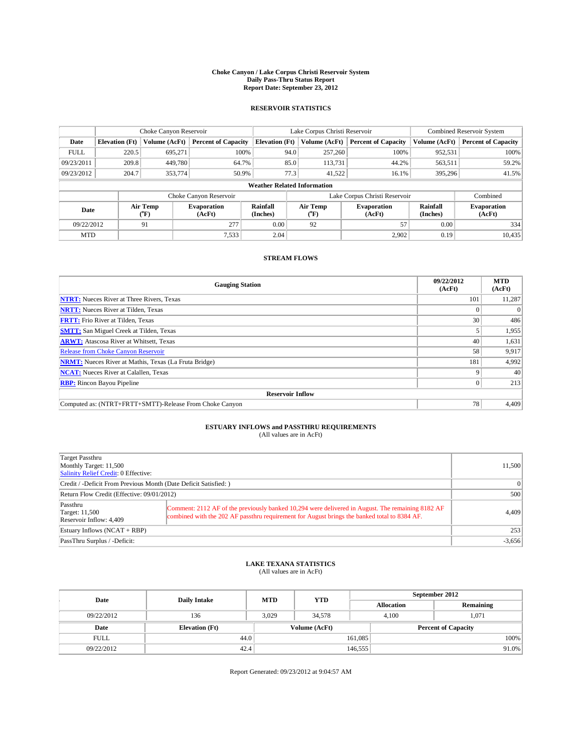**Choke Canyon / Lake Corpus Christi Reservoir System**
**Daily Pass-Thru Status Report**
**Report Date: September 23, 2012**

### RESERVOIR STATISTICS

| | Choke Canyon Reservoir | | | Lake Corpus Christi Reservoir | | | Combined Reservoir System | |
|---|---|---|---|---|---|---|---|---|
| **Date** | **Elevation (Ft)** | **Volume (AcFt)** | **Percent of Capacity** | **Elevation (Ft)** | **Volume (AcFt)** | **Percent of Capacity** | **Volume (AcFt)** | **Percent of Capacity** |
| FULL | 220.5 | 695,271 | 100% | 94.0 | 257,260 | 100% | 952,531 | 100% |
| 09/23/2011 | 209.8 | 449,780 | 64.7% | 85.0 | 113,731 | 44.2% | 563,511 | 59.2% |
| 09/23/2012 | 204.7 | 353,774 | 50.9% | 77.3 | 41,522 | 16.1% | 395,296 | 41.5% |

**Weather Related Information**

| | Choke Canyon Reservoir | | | Lake Corpus Christi Reservoir | | | Combined |
|---|---|---|---|---|---|---|---|
| **Date** | **Air Temp (°F)** | **Evaporation (AcFt)** | **Rainfall (Inches)** | **Air Temp (°F)** | **Evaporation (AcFt)** | **Rainfall (Inches)** | **Evaporation (AcFt)** |
| 09/22/2012 | 91 | 277 | 0.00 | 92 | 57 | 0.00 | 334 |
| MTD | | 7,533 | 2.04 | | 2,902 | 0.19 | 10,435 |

### STREAM FLOWS

| Gauging Station | 09/22/2012 (AcFt) | MTD (AcFt) |
|---|---|---|
| NTRT: Nueces River at Three Rivers, Texas | 101 | 11,287 |
| NRTT: Nueces River at Tilden, Texas | 0 | 0 |
| FRTT: Frio River at Tilden, Texas | 30 | 486 |
| SMTT: San Miguel Creek at Tilden, Texas | 5 | 1,955 |
| ARWT: Atascosa River at Whitsett, Texas | 40 | 1,631 |
| Release from Choke Canyon Reservoir | 58 | 9,917 |
| NRMT: Nueces River at Mathis, Texas (La Fruta Bridge) | 181 | 4,992 |
| NCAT: Nueces River at Calallen, Texas | 9 | 40 |
| RBP: Rincon Bayou Pipeline | 0 | 213 |
| **Reservoir Inflow** | | |
| Computed as: (NTRT+FRTT+SMTT)-Release From Choke Canyon | 78 | 4,409 |

### ESTUARY INFLOWS and PASSTHRU REQUIREMENTS
(All values are in AcFt)

| | | |
|---|---|---|
| Target Passthru<br>Monthly Target: 11,500<br>Salinity Relief Credit: 0 Effective: | | 11,500 |
| Credit / -Deficit From Previous Month (Date Deficit Satisfied: ) | | 0 |
| Return Flow Credit (Effective: 09/01/2012) | | 500 |
| Passthru<br>Target: 11,500<br>Reservoir Inflow: 4,409 | Comment: 2112 AF of the previously banked 10,294 were delivered in August. The remaining 8182 AF combined with the 202 AF passthru requirement for August brings the banked total to 8384 AF. | 4,409 |
| Estuary Inflows (NCAT + RBP) | | 253 |
| PassThru Surplus / -Deficit: | | -3,656 |

### LAKE TEXANA STATISTICS
(All values are in AcFt)

| Date | Daily Intake | MTD | YTD | September 2012 Allocation | September 2012 Remaining |
|---|---|---|---|---|---|
| 09/22/2012 | 136 | 3,029 | 34,578 | 4,100 | 1,071 |

| Date | Elevation (Ft) | Volume (AcFt) | Percent of Capacity |
|---|---|---|---|
| FULL | 44.0 | 161,085 | 100% |
| 09/22/2012 | 42.4 | 146,555 | 91.0% |

Report Generated: 09/23/2012 at 9:04:57 AM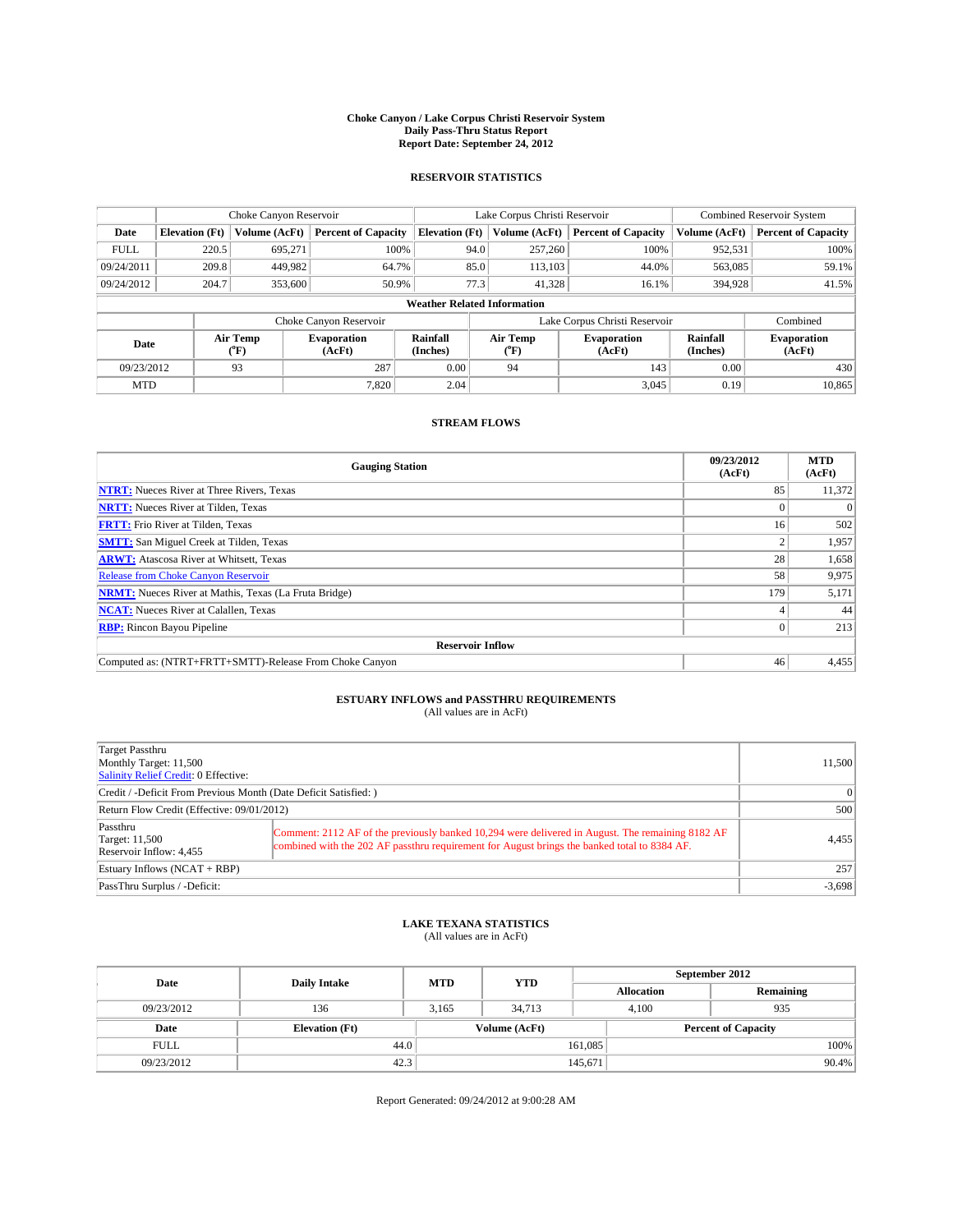# Choke Canyon / Lake Corpus Christi Reservoir System
## Daily Pass-Thru Status Report
### Report Date: September 24, 2012

## RESERVOIR STATISTICS

| | Choke Canyon Reservoir | | | Lake Corpus Christi Reservoir | | | Combined Reservoir System | |
|---|---|---|---|---|---|---|---|---|
| Date | Elevation (Ft) | Volume (AcFt) | Percent of Capacity | Elevation (Ft) | Volume (AcFt) | Percent of Capacity | Volume (AcFt) | Percent of Capacity |
| FULL | 220.5 | 695,271 | 100% | 94.0 | 257,260 | 100% | 952,531 | 100% |
| 09/24/2011 | 209.8 | 449,982 | 64.7% | 85.0 | 113,103 | 44.0% | 563,085 | 59.1% |
| 09/24/2012 | 204.7 | 353,600 | 50.9% | 77.3 | 41,328 | 16.1% | 394,928 | 41.5% |

**Weather Related Information**

| | Choke Canyon Reservoir | | | Lake Corpus Christi Reservoir | | | Combined |
|---|---|---|---|---|---|---|---|
| Date | Air Temp (°F) | Evaporation (AcFt) | Rainfall (Inches) | Air Temp (°F) | Evaporation (AcFt) | Rainfall (Inches) | Evaporation (AcFt) |
| 09/23/2012 | 93 | 287 | 0.00 | 94 | 143 | 0.00 | 430 |
| MTD | | 7,820 | 2.04 | | 3,045 | 0.19 | 10,865 |

## STREAM FLOWS

| Gauging Station | 09/23/2012 (AcFt) | MTD (AcFt) |
|---|---|---|
| NTRT: Nueces River at Three Rivers, Texas | 85 | 11,372 |
| NRTT: Nueces River at Tilden, Texas | 0 | 0 |
| FRTT: Frio River at Tilden, Texas | 16 | 502 |
| SMTT: San Miguel Creek at Tilden, Texas | 2 | 1,957 |
| ARWT: Atascosa River at Whitsett, Texas | 28 | 1,658 |
| Release from Choke Canyon Reservoir | 58 | 9,975 |
| NRMT: Nueces River at Mathis, Texas (La Fruta Bridge) | 179 | 5,171 |
| NCAT: Nueces River at Calallen, Texas | 4 | 44 |
| RBP: Rincon Bayou Pipeline | 0 | 213 |
| **Reservoir Inflow** | | |
| Computed as: (NTRT+FRTT+SMTT)-Release From Choke Canyon | 46 | 4,455 |

## ESTUARY INFLOWS and PASSTHRU REQUIREMENTS
(All values are in AcFt)

| | | |
|---|---|---|
| Target Passthru<br>Monthly Target: 11,500<br>Salinity Relief Credit: 0 Effective: | | 11,500 |
| Credit / -Deficit From Previous Month (Date Deficit Satisfied: ) | | 0 |
| Return Flow Credit (Effective: 09/01/2012) | | 500 |
| Passthru<br>Target: 11,500<br>Reservoir Inflow: 4,455 | Comment: 2112 AF of the previously banked 10,294 were delivered in August. The remaining 8182 AF combined with the 202 AF passthru requirement for August brings the banked total to 8384 AF. | 4,455 |
| Estuary Inflows (NCAT + RBP) | | 257 |
| PassThru Surplus / -Deficit: | | -3,698 |

## LAKE TEXANA STATISTICS
(All values are in AcFt)

| Date | Daily Intake | MTD | YTD | September 2012 Allocation | September 2012 Remaining |
|---|---|---|---|---|---|
| 09/23/2012 | 136 | 3,165 | 34,713 | 4,100 | 935 |

| Date | Elevation (Ft) | Volume (AcFt) | Percent of Capacity |
|---|---|---|---|
| FULL | 44.0 | 161,085 | 100% |
| 09/23/2012 | 42.3 | 145,671 | 90.4% |

Report Generated: 09/24/2012 at 9:00:28 AM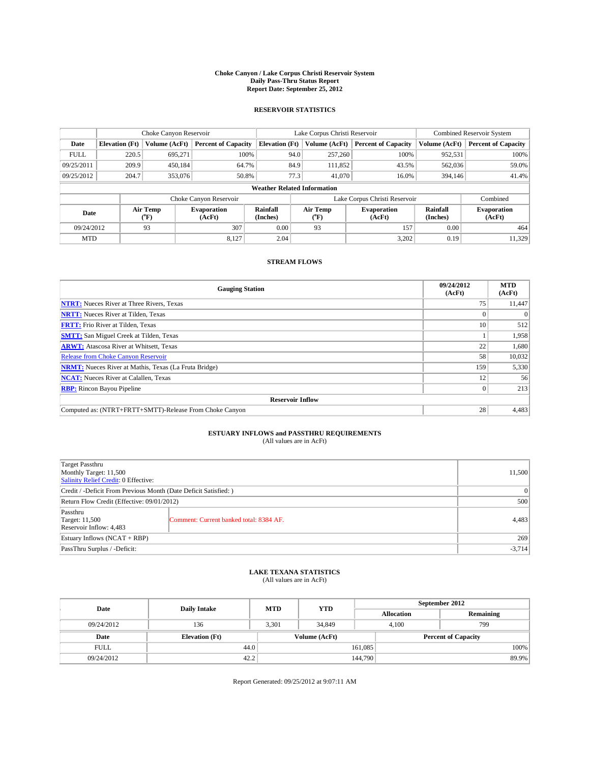**Choke Canyon / Lake Corpus Christi Reservoir System**
**Daily Pass-Thru Status Report**
**Report Date: September 25, 2012**

## RESERVOIR STATISTICS

| | Choke Canyon Reservoir | | | Lake Corpus Christi Reservoir | | | Combined Reservoir System | |
|---|---|---|---|---|---|---|---|---|
| **Date** | **Elevation (Ft)** | **Volume (AcFt)** | **Percent of Capacity** | **Elevation (Ft)** | **Volume (AcFt)** | **Percent of Capacity** | **Volume (AcFt)** | **Percent of Capacity** |
| FULL | 220.5 | 695,271 | 100% | 94.0 | 257,260 | 100% | 952,531 | 100% |
| 09/25/2011 | 209.9 | 450,184 | 64.7% | 84.9 | 111,852 | 43.5% | 562,036 | 59.0% |
| 09/25/2012 | 204.7 | 353,076 | 50.8% | 77.3 | 41,070 | 16.0% | 394,146 | 41.4% |

**Weather Related Information**

| | Choke Canyon Reservoir | | | Lake Corpus Christi Reservoir | | | Combined |
|---|---|---|---|---|---|---|---|
| **Date** | **Air Temp (°F)** | **Evaporation (AcFt)** | **Rainfall (Inches)** | **Air Temp (°F)** | **Evaporation (AcFt)** | **Rainfall (Inches)** | **Evaporation (AcFt)** |
| 09/24/2012 | 93 | 307 | 0.00 | 93 | 157 | 0.00 | 464 |
| MTD | | 8,127 | 2.04 | | 3,202 | 0.19 | 11,329 |

## STREAM FLOWS

| Gauging Station | 09/24/2012 (AcFt) | MTD (AcFt) |
|---|---|---|
| NTRT: Nueces River at Three Rivers, Texas | 75 | 11,447 |
| NRTT: Nueces River at Tilden, Texas | 0 | 0 |
| FRTT: Frio River at Tilden, Texas | 10 | 512 |
| SMTT: San Miguel Creek at Tilden, Texas | 1 | 1,958 |
| ARWT: Atascosa River at Whitsett, Texas | 22 | 1,680 |
| Release from Choke Canyon Reservoir | 58 | 10,032 |
| NRMT: Nueces River at Mathis, Texas (La Fruta Bridge) | 159 | 5,330 |
| NCAT: Nueces River at Calallen, Texas | 12 | 56 |
| RBP: Rincon Bayou Pipeline | 0 | 213 |
| **Reservoir Inflow** | | |
| Computed as: (NTRT+FRTT+SMTT)-Release From Choke Canyon | 28 | 4,483 |

## ESTUARY INFLOWS and PASSTHRU REQUIREMENTS

(All values are in AcFt)

| | | |
|---|---|---|
| Target Passthru<br>Monthly Target: 11,500<br>Salinity Relief Credit: 0 Effective: | | 11,500 |
| Credit / -Deficit From Previous Month (Date Deficit Satisfied: ) | | 0 |
| Return Flow Credit (Effective: 09/01/2012) | | 500 |
| Passthru<br>Target: 11,500<br>Reservoir Inflow: 4,483 | Comment: Current banked total: 8384 AF. | 4,483 |
| Estuary Inflows (NCAT + RBP) | | 269 |
| PassThru Surplus / -Deficit: | | -3,714 |

## LAKE TEXANA STATISTICS

(All values are in AcFt)

| Date | Daily Intake | MTD | YTD | September 2012 Allocation | September 2012 Remaining |
|---|---|---|---|---|---|
| 09/24/2012 | 136 | 3,301 | 34,849 | 4,100 | 799 |

| Date | Elevation (Ft) | Volume (AcFt) | Percent of Capacity |
|---|---|---|---|
| FULL | 44.0 | 161,085 | 100% |
| 09/24/2012 | 42.2 | 144,790 | 89.9% |

Report Generated: 09/25/2012 at 9:07:11 AM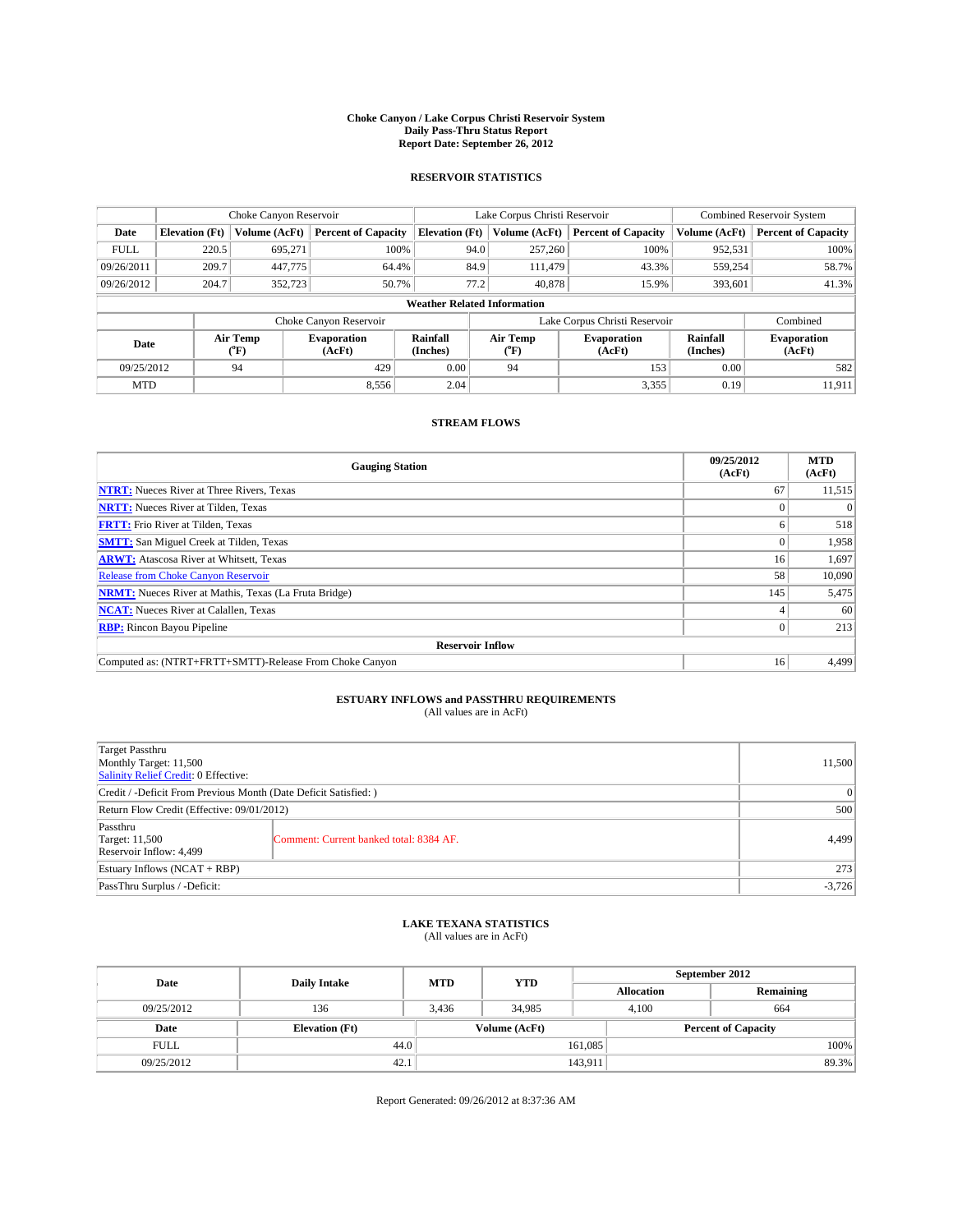# Choke Canyon / Lake Corpus Christi Reservoir System
## Daily Pass-Thru Status Report
## Report Date: September 26, 2012

### RESERVOIR STATISTICS

| | Choke Canyon Reservoir | | | Lake Corpus Christi Reservoir | | | Combined Reservoir System | |
|---|---|---|---|---|---|---|---|---|
| Date | Elevation (Ft) | Volume (AcFt) | Percent of Capacity | Elevation (Ft) | Volume (AcFt) | Percent of Capacity | Volume (AcFt) | Percent of Capacity |
| FULL | 220.5 | 695,271 | 100% | 94.0 | 257,260 | 100% | 952,531 | 100% |
| 09/26/2011 | 209.7 | 447,775 | 64.4% | 84.9 | 111,479 | 43.3% | 559,254 | 58.7% |
| 09/26/2012 | 204.7 | 352,723 | 50.7% | 77.2 | 40,878 | 15.9% | 393,601 | 41.3% |

**Weather Related Information**

| | Choke Canyon Reservoir | | | Lake Corpus Christi Reservoir | | | Combined |
|---|---|---|---|---|---|---|---|
| Date | Air Temp (°F) | Evaporation (AcFt) | Rainfall (Inches) | Air Temp (°F) | Evaporation (AcFt) | Rainfall (Inches) | Evaporation (AcFt) |
| 09/25/2012 | 94 | 429 | 0.00 | 94 | 153 | 0.00 | 582 |
| MTD | | 8,556 | 2.04 | | 3,355 | 0.19 | 11,911 |

### STREAM FLOWS

| Gauging Station | 09/25/2012 (AcFt) | MTD (AcFt) |
|---|---|---|
| NTRT: Nueces River at Three Rivers, Texas | 67 | 11,515 |
| NRTT: Nueces River at Tilden, Texas | 0 | 0 |
| FRTT: Frio River at Tilden, Texas | 6 | 518 |
| SMTT: San Miguel Creek at Tilden, Texas | 0 | 1,958 |
| ARWT: Atascosa River at Whitsett, Texas | 16 | 1,697 |
| Release from Choke Canyon Reservoir | 58 | 10,090 |
| NRMT: Nueces River at Mathis, Texas (La Fruta Bridge) | 145 | 5,475 |
| NCAT: Nueces River at Calallen, Texas | 4 | 60 |
| RBP: Rincon Bayou Pipeline | 0 | 213 |
| **Reservoir Inflow** | | |
| Computed as: (NTRT+FRTT+SMTT)-Release From Choke Canyon | 16 | 4,499 |

### ESTUARY INFLOWS and PASSTHRU REQUIREMENTS
(All values are in AcFt)

| | | |
|---|---|---|
| Target Passthru<br>Monthly Target: 11,500<br>Salinity Relief Credit: 0 Effective: | | 11,500 |
| Credit / -Deficit From Previous Month (Date Deficit Satisfied: ) | | 0 |
| Return Flow Credit (Effective: 09/01/2012) | | 500 |
| Passthru<br>Target: 11,500<br>Reservoir Inflow: 4,499 | Comment: Current banked total: 8384 AF. | 4,499 |
| Estuary Inflows (NCAT + RBP) | | 273 |
| PassThru Surplus / -Deficit: | | -3,726 |

### LAKE TEXANA STATISTICS
(All values are in AcFt)

| Date | Daily Intake | MTD | YTD | September 2012 Allocation | September 2012 Remaining |
|---|---|---|---|---|---|
| 09/25/2012 | 136 | 3,436 | 34,985 | 4,100 | 664 |

| Date | Elevation (Ft) | Volume (AcFt) | Percent of Capacity |
|---|---|---|---|
| FULL | 44.0 | 161,085 | 100% |
| 09/25/2012 | 42.1 | 143,911 | 89.3% |

Report Generated: 09/26/2012 at 8:37:36 AM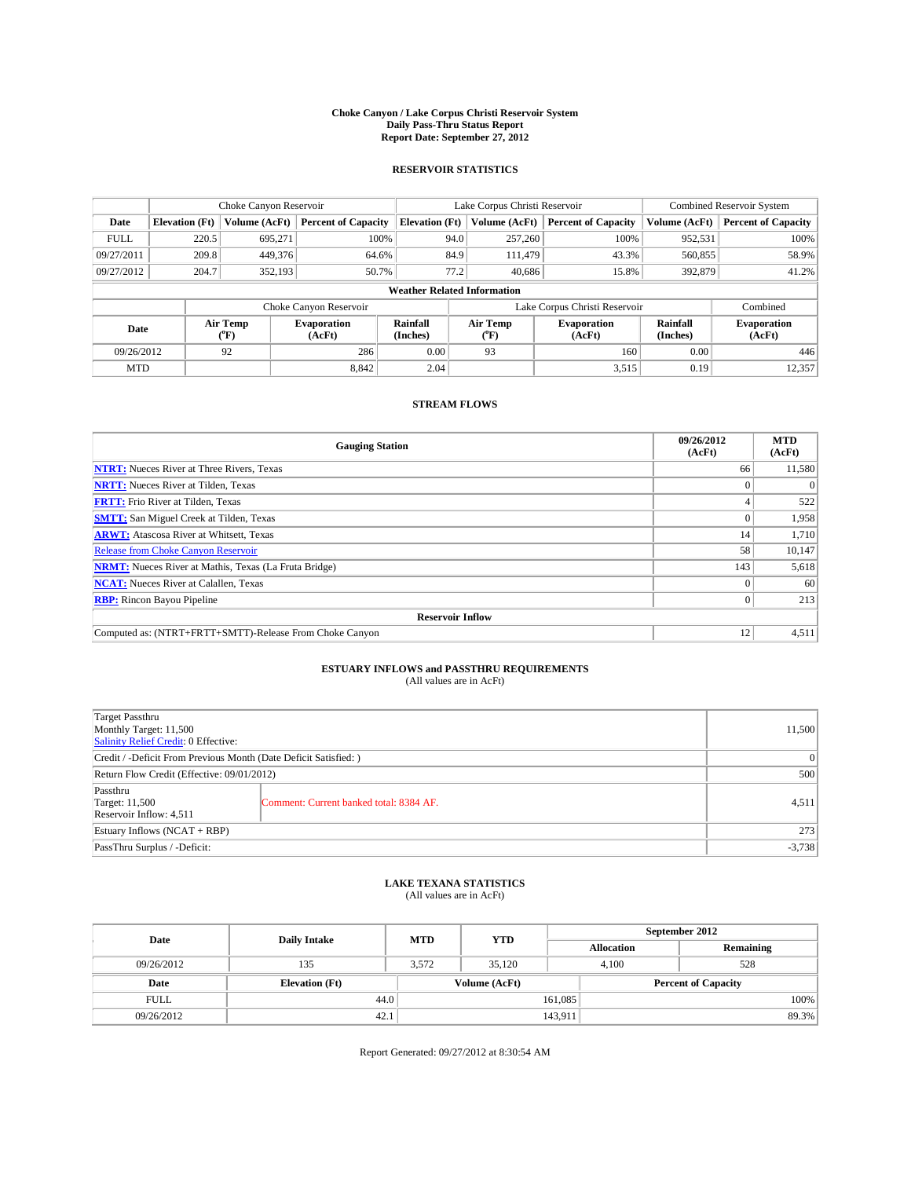# Choke Canyon / Lake Corpus Christi Reservoir System
## Daily Pass-Thru Status Report
### Report Date: September 27, 2012

## RESERVOIR STATISTICS

| | Choke Canyon Reservoir | | | Lake Corpus Christi Reservoir | | | Combined Reservoir System | |
|---|---|---|---|---|---|---|---|---|
| Date | Elevation (Ft) | Volume (AcFt) | Percent of Capacity | Elevation (Ft) | Volume (AcFt) | Percent of Capacity | Volume (AcFt) | Percent of Capacity |
| FULL | 220.5 | 695,271 | 100% | 94.0 | 257,260 | 100% | 952,531 | 100% |
| 09/27/2011 | 209.8 | 449,376 | 64.6% | 84.9 | 111,479 | 43.3% | 560,855 | 58.9% |
| 09/27/2012 | 204.7 | 352,193 | 50.7% | 77.2 | 40,686 | 15.8% | 392,879 | 41.2% |

**Weather Related Information**

| | Choke Canyon Reservoir | | | Lake Corpus Christi Reservoir | | | Combined |
|---|---|---|---|---|---|---|---|
| Date | Air Temp (°F) | Evaporation (AcFt) | Rainfall (Inches) | Air Temp (°F) | Evaporation (AcFt) | Rainfall (Inches) | Evaporation (AcFt) |
| 09/26/2012 | 92 | 286 | 0.00 | 93 | 160 | 0.00 | 446 |
| MTD | | 8,842 | 2.04 | | 3,515 | 0.19 | 12,357 |

## STREAM FLOWS

| Gauging Station | 09/26/2012 (AcFt) | MTD (AcFt) |
|---|---|---|
| NTRT: Nueces River at Three Rivers, Texas | 66 | 11,580 |
| NRTT: Nueces River at Tilden, Texas | 0 | 0 |
| FRTT: Frio River at Tilden, Texas | 4 | 522 |
| SMTT: San Miguel Creek at Tilden, Texas | 0 | 1,958 |
| ARWT: Atascosa River at Whitsett, Texas | 14 | 1,710 |
| Release from Choke Canyon Reservoir | 58 | 10,147 |
| NRMT: Nueces River at Mathis, Texas (La Fruta Bridge) | 143 | 5,618 |
| NCAT: Nueces River at Calallen, Texas | 0 | 60 |
| RBP: Rincon Bayou Pipeline | 0 | 213 |
| **Reservoir Inflow** | | |
| Computed as: (NTRT+FRTT+SMTT)-Release From Choke Canyon | 12 | 4,511 |

## ESTUARY INFLOWS and PASSTHRU REQUIREMENTS
(All values are in AcFt)

| | | |
|---|---|---|
| Target Passthru<br>Monthly Target: 11,500<br>Salinity Relief Credit: 0 Effective: | | 11,500 |
| Credit / -Deficit From Previous Month (Date Deficit Satisfied: ) | | 0 |
| Return Flow Credit (Effective: 09/01/2012) | | 500 |
| Passthru<br>Target: 11,500<br>Reservoir Inflow: 4,511 | Comment: Current banked total: 8384 AF. | 4,511 |
| Estuary Inflows (NCAT + RBP) | | 273 |
| PassThru Surplus / -Deficit: | | -3,738 |

## LAKE TEXANA STATISTICS
(All values are in AcFt)

| Date | Daily Intake | MTD | YTD | September 2012 Allocation | September 2012 Remaining |
|---|---|---|---|---|---|
| 09/26/2012 | 135 | 3,572 | 35,120 | 4,100 | 528 |

| Date | Elevation (Ft) | Volume (AcFt) | Percent of Capacity |
|---|---|---|---|
| FULL | 44.0 | 161,085 | 100% |
| 09/26/2012 | 42.1 | 143,911 | 89.3% |

Report Generated: 09/27/2012 at 8:30:54 AM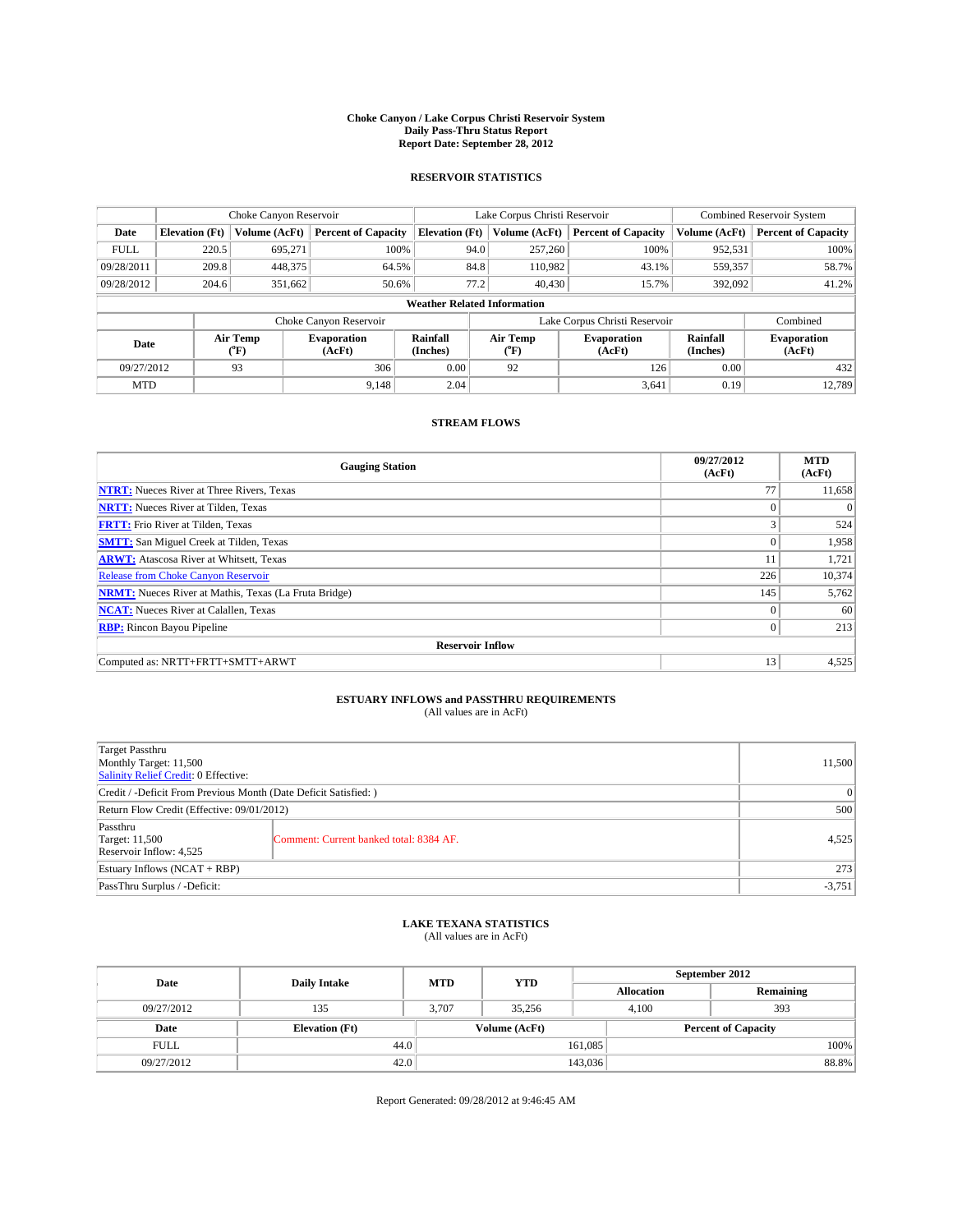**Choke Canyon / Lake Corpus Christi Reservoir System**
**Daily Pass-Thru Status Report**
**Report Date: September 28, 2012**

## RESERVOIR STATISTICS

| | Choke Canyon Reservoir | | | Lake Corpus Christi Reservoir | | | Combined Reservoir System | |
|---|---|---|---|---|---|---|---|---|
| **Date** | **Elevation (Ft)** | **Volume (AcFt)** | **Percent of Capacity** | **Elevation (Ft)** | **Volume (AcFt)** | **Percent of Capacity** | **Volume (AcFt)** | **Percent of Capacity** |
| FULL | 220.5 | 695,271 | 100% | 94.0 | 257,260 | 100% | 952,531 | 100% |
| 09/28/2011 | 209.8 | 448,375 | 64.5% | 84.8 | 110,982 | 43.1% | 559,357 | 58.7% |
| 09/28/2012 | 204.6 | 351,662 | 50.6% | 77.2 | 40,430 | 15.7% | 392,092 | 41.2% |

**Weather Related Information**

| | Choke Canyon Reservoir | | | Lake Corpus Christi Reservoir | | | Combined |
|---|---|---|---|---|---|---|---|
| **Date** | **Air Temp (°F)** | **Evaporation (AcFt)** | **Rainfall (Inches)** | **Air Temp (°F)** | **Evaporation (AcFt)** | **Rainfall (Inches)** | **Evaporation (AcFt)** |
| 09/27/2012 | 93 | 306 | 0.00 | 92 | 126 | 0.00 | 432 |
| MTD | | 9,148 | 2.04 | | 3,641 | 0.19 | 12,789 |

## STREAM FLOWS

| Gauging Station | 09/27/2012 (AcFt) | MTD (AcFt) |
|---|---|---|
| **NTRT:** Nueces River at Three Rivers, Texas | 77 | 11,658 |
| **NRTT:** Nueces River at Tilden, Texas | 0 | 0 |
| **FRTT:** Frio River at Tilden, Texas | 3 | 524 |
| **SMTT:** San Miguel Creek at Tilden, Texas | 0 | 1,958 |
| **ARWT:** Atascosa River at Whitsett, Texas | 11 | 1,721 |
| Release from Choke Canyon Reservoir | 226 | 10,374 |
| **NRMT:** Nueces River at Mathis, Texas (La Fruta Bridge) | 145 | 5,762 |
| **NCAT:** Nueces River at Calallen, Texas | 0 | 60 |
| **RBP:** Rincon Bayou Pipeline | 0 | 213 |
| **Reservoir Inflow** | | |
| Computed as: NRTT+FRTT+SMTT+ARWT | 13 | 4,525 |

## ESTUARY INFLOWS and PASSTHRU REQUIREMENTS
(All values are in AcFt)

| | | |
|---|---|---|
| Target Passthru<br>Monthly Target: 11,500<br>Salinity Relief Credit: 0 Effective: | | 11,500 |
| Credit / -Deficit From Previous Month (Date Deficit Satisfied: ) | | 0 |
| Return Flow Credit (Effective: 09/01/2012) | | 500 |
| Passthru<br>Target: 11,500<br>Reservoir Inflow: 4,525 | Comment: Current banked total: 8384 AF. | 4,525 |
| Estuary Inflows (NCAT + RBP) | | 273 |
| PassThru Surplus / -Deficit: | | -3,751 |

## LAKE TEXANA STATISTICS
(All values are in AcFt)

| Date | Daily Intake | MTD | YTD | September 2012 Allocation | September 2012 Remaining |
|---|---|---|---|---|---|
| 09/27/2012 | 135 | 3,707 | 35,256 | 4,100 | 393 |

| Date | Elevation (Ft) | Volume (AcFt) | Percent of Capacity |
|---|---|---|---|
| FULL | 44.0 | 161,085 | 100% |
| 09/27/2012 | 42.0 | 143,036 | 88.8% |

Report Generated: 09/28/2012 at 9:46:45 AM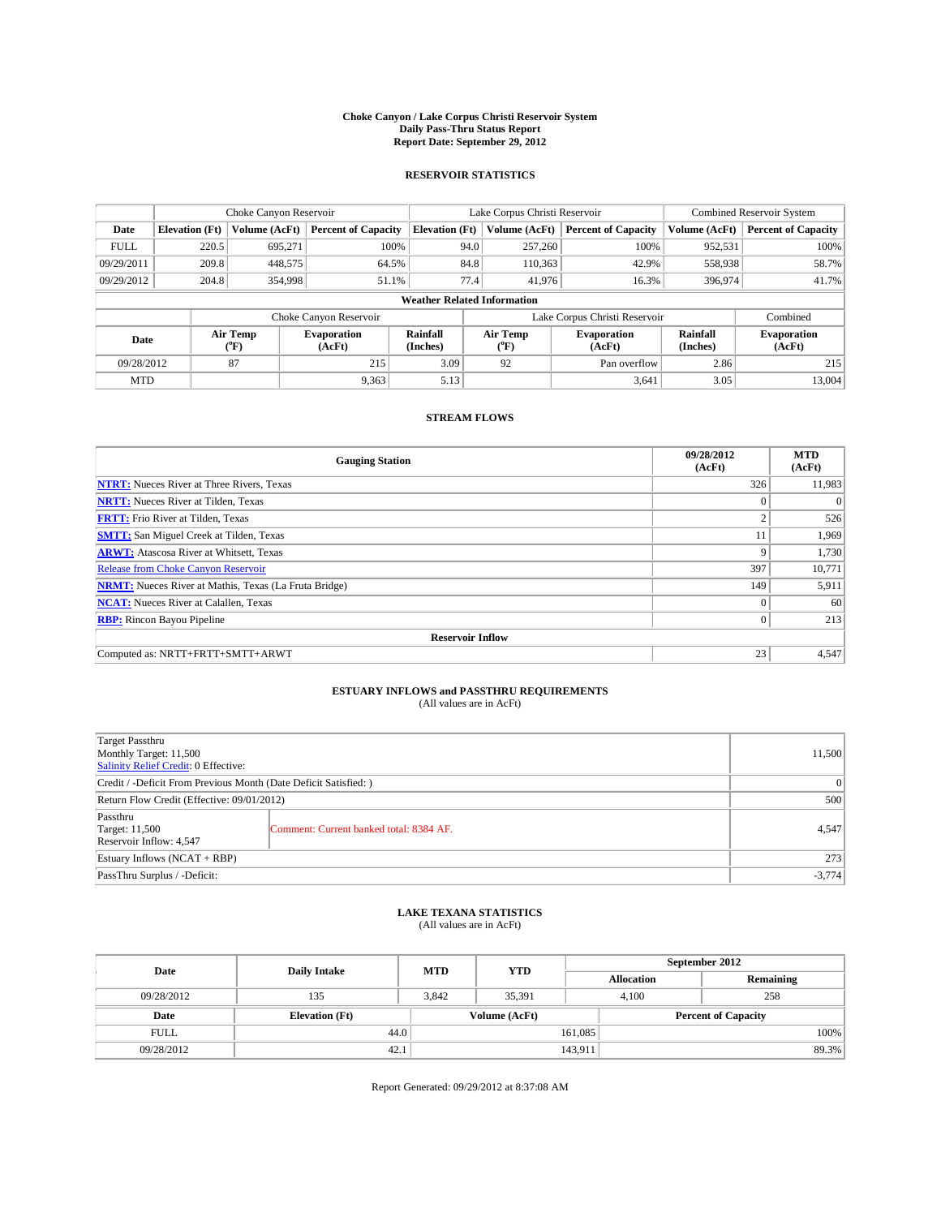# Choke Canyon / Lake Corpus Christi Reservoir System
## Daily Pass-Thru Status Report
### Report Date: September 29, 2012

## RESERVOIR STATISTICS

| | Choke Canyon Reservoir | | | Lake Corpus Christi Reservoir | | | Combined Reservoir System | |
|---|---|---|---|---|---|---|---|---|
| Date | Elevation (Ft) | Volume (AcFt) | Percent of Capacity | Elevation (Ft) | Volume (AcFt) | Percent of Capacity | Volume (AcFt) | Percent of Capacity |
| FULL | 220.5 | 695,271 | 100% | 94.0 | 257,260 | 100% | 952,531 | 100% |
| 09/29/2011 | 209.8 | 448,575 | 64.5% | 84.8 | 110,363 | 42.9% | 558,938 | 58.7% |
| 09/29/2012 | 204.8 | 354,998 | 51.1% | 77.4 | 41,976 | 16.3% | 396,974 | 41.7% |

### Weather Related Information

| | Choke Canyon Reservoir | | | Lake Corpus Christi Reservoir | | | Combined |
|---|---|---|---|---|---|---|---|
| Date | Air Temp (°F) | Evaporation (AcFt) | Rainfall (Inches) | Air Temp (°F) | Evaporation (AcFt) | Rainfall (Inches) | Evaporation (AcFt) |
| 09/28/2012 | 87 | 215 | 3.09 | 92 | Pan overflow | 2.86 | 215 |
| MTD | | 9,363 | 5.13 | | 3,641 | 3.05 | 13,004 |

## STREAM FLOWS

| Gauging Station | 09/28/2012 (AcFt) | MTD (AcFt) |
|---|---|---|
| NTRT: Nueces River at Three Rivers, Texas | 326 | 11,983 |
| NRTT: Nueces River at Tilden, Texas | 0 | 0 |
| FRTT: Frio River at Tilden, Texas | 2 | 526 |
| SMTT: San Miguel Creek at Tilden, Texas | 11 | 1,969 |
| ARWT: Atascosa River at Whitsett, Texas | 9 | 1,730 |
| Release from Choke Canyon Reservoir | 397 | 10,771 |
| NRMT: Nueces River at Mathis, Texas (La Fruta Bridge) | 149 | 5,911 |
| NCAT: Nueces River at Calallen, Texas | 0 | 60 |
| RBP: Rincon Bayou Pipeline | 0 | 213 |
| **Reservoir Inflow** | | |
| Computed as: NRTT+FRTT+SMTT+ARWT | 23 | 4,547 |

## ESTUARY INFLOWS and PASSTHRU REQUIREMENTS
(All values are in AcFt)

| | | |
|---|---|---|
| Target Passthru<br>Monthly Target: 11,500<br>Salinity Relief Credit: 0 Effective: | | 11,500 |
| Credit / -Deficit From Previous Month (Date Deficit Satisfied: ) | | 0 |
| Return Flow Credit (Effective: 09/01/2012) | | 500 |
| Passthru<br>Target: 11,500<br>Reservoir Inflow: 4,547 | Comment: Current banked total: 8384 AF. | 4,547 |
| Estuary Inflows (NCAT + RBP) | | 273 |
| PassThru Surplus / -Deficit: | | -3,774 |

## LAKE TEXANA STATISTICS
(All values are in AcFt)

| Date | Daily Intake | MTD | YTD | September 2012 Allocation | September 2012 Remaining |
|---|---|---|---|---|---|
| 09/28/2012 | 135 | 3,842 | 35,391 | 4,100 | 258 |

| Date | Elevation (Ft) | Volume (AcFt) | Percent of Capacity |
|---|---|---|---|
| FULL | 44.0 | 161,085 | 100% |
| 09/28/2012 | 42.1 | 143,911 | 89.3% |

Report Generated: 09/29/2012 at 8:37:08 AM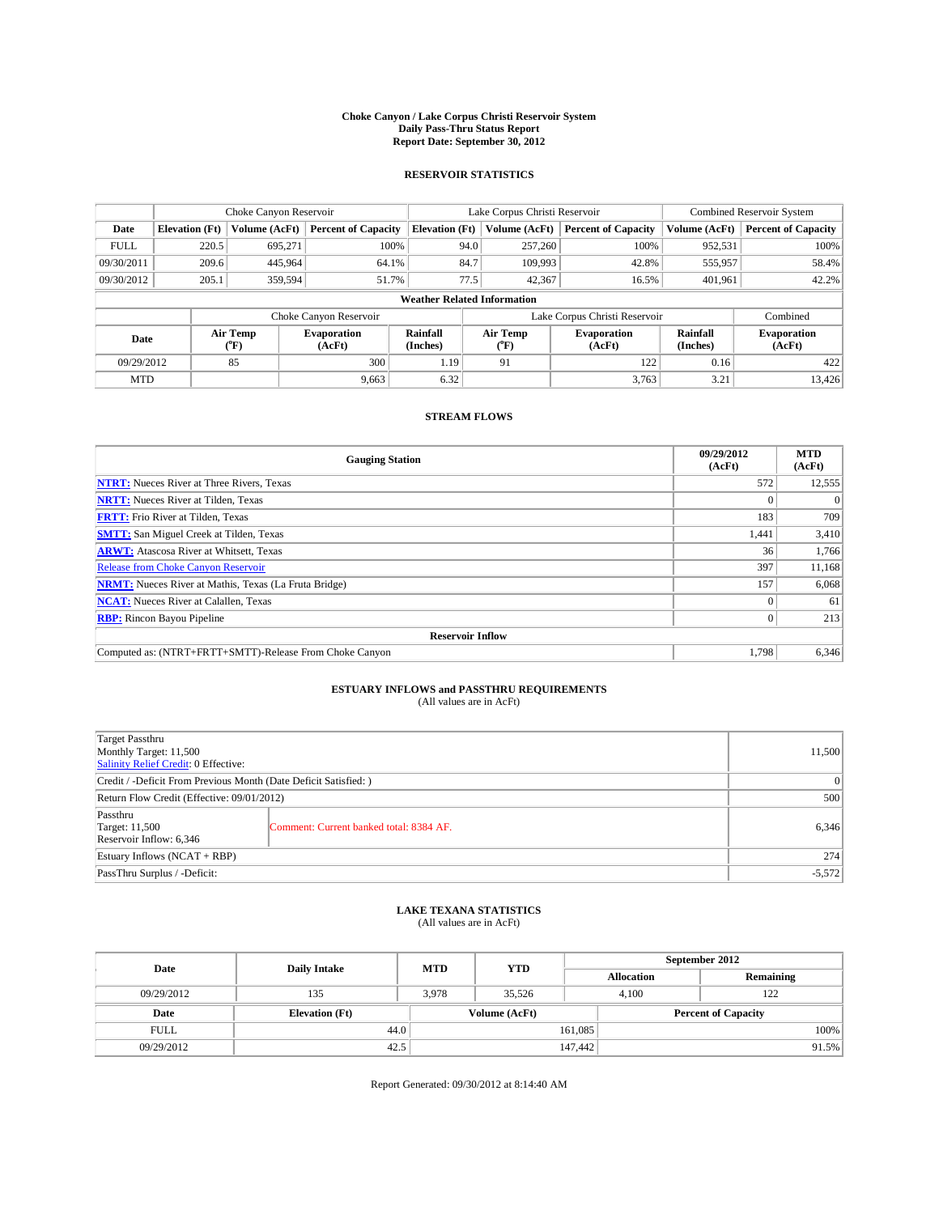**Choke Canyon / Lake Corpus Christi Reservoir System**
**Daily Pass-Thru Status Report**
**Report Date: September 30, 2012**

## RESERVOIR STATISTICS

| | Choke Canyon Reservoir | | | Lake Corpus Christi Reservoir | | | Combined Reservoir System | |
|---|---|---|---|---|---|---|---|---|
| Date | Elevation (Ft) | Volume (AcFt) | Percent of Capacity | Elevation (Ft) | Volume (AcFt) | Percent of Capacity | Volume (AcFt) | Percent of Capacity |
| FULL | 220.5 | 695,271 | 100% | 94.0 | 257,260 | 100% | 952,531 | 100% |
| 09/30/2011 | 209.6 | 445,964 | 64.1% | 84.7 | 109,993 | 42.8% | 555,957 | 58.4% |
| 09/30/2012 | 205.1 | 359,594 | 51.7% | 77.5 | 42,367 | 16.5% | 401,961 | 42.2% |

**Weather Related Information**

| | Choke Canyon Reservoir | | | Lake Corpus Christi Reservoir | | | Combined |
|---|---|---|---|---|---|---|---|
| Date | Air Temp (°F) | Evaporation (AcFt) | Rainfall (Inches) | Air Temp (°F) | Evaporation (AcFt) | Rainfall (Inches) | Evaporation (AcFt) |
| 09/29/2012 | 85 | 300 | 1.19 | 91 | 122 | 0.16 | 422 |
| MTD | | 9,663 | 6.32 | | 3,763 | 3.21 | 13,426 |

## STREAM FLOWS

| Gauging Station | 09/29/2012 (AcFt) | MTD (AcFt) |
|---|---|---|
| **NTRT:** Nueces River at Three Rivers, Texas | 572 | 12,555 |
| **NRTT:** Nueces River at Tilden, Texas | 0 | 0 |
| **FRTT:** Frio River at Tilden, Texas | 183 | 709 |
| **SMTT:** San Miguel Creek at Tilden, Texas | 1,441 | 3,410 |
| **ARWT:** Atascosa River at Whitsett, Texas | 36 | 1,766 |
| Release from Choke Canyon Reservoir | 397 | 11,168 |
| **NRMT:** Nueces River at Mathis, Texas (La Fruta Bridge) | 157 | 6,068 |
| **NCAT:** Nueces River at Calallen, Texas | 0 | 61 |
| **RBP:** Rincon Bayou Pipeline | 0 | 213 |
| **Reservoir Inflow** | | |
| Computed as: (NTRT+FRTT+SMTT)-Release From Choke Canyon | 1,798 | 6,346 |

## ESTUARY INFLOWS and PASSTHRU REQUIREMENTS
(All values are in AcFt)

| | | |
|---|---|---|
| Target Passthru<br>Monthly Target: 11,500<br>Salinity Relief Credit: 0 Effective: | | 11,500 |
| Credit / -Deficit From Previous Month (Date Deficit Satisfied: ) | | 0 |
| Return Flow Credit (Effective: 09/01/2012) | | 500 |
| Passthru<br>Target: 11,500<br>Reservoir Inflow: 6,346 | Comment: Current banked total: 8384 AF. | 6,346 |
| Estuary Inflows (NCAT + RBP) | | 274 |
| PassThru Surplus / -Deficit: | | -5,572 |

## LAKE TEXANA STATISTICS
(All values are in AcFt)

| Date | Daily Intake | MTD | YTD | September 2012 Allocation | September 2012 Remaining |
|---|---|---|---|---|---|
| 09/29/2012 | 135 | 3,978 | 35,526 | 4,100 | 122 |

| Date | Elevation (Ft) | Volume (AcFt) | Percent of Capacity |
|---|---|---|---|
| FULL | 44.0 | 161,085 | 100% |
| 09/29/2012 | 42.5 | 147,442 | 91.5% |

Report Generated: 09/30/2012 at 8:14:40 AM